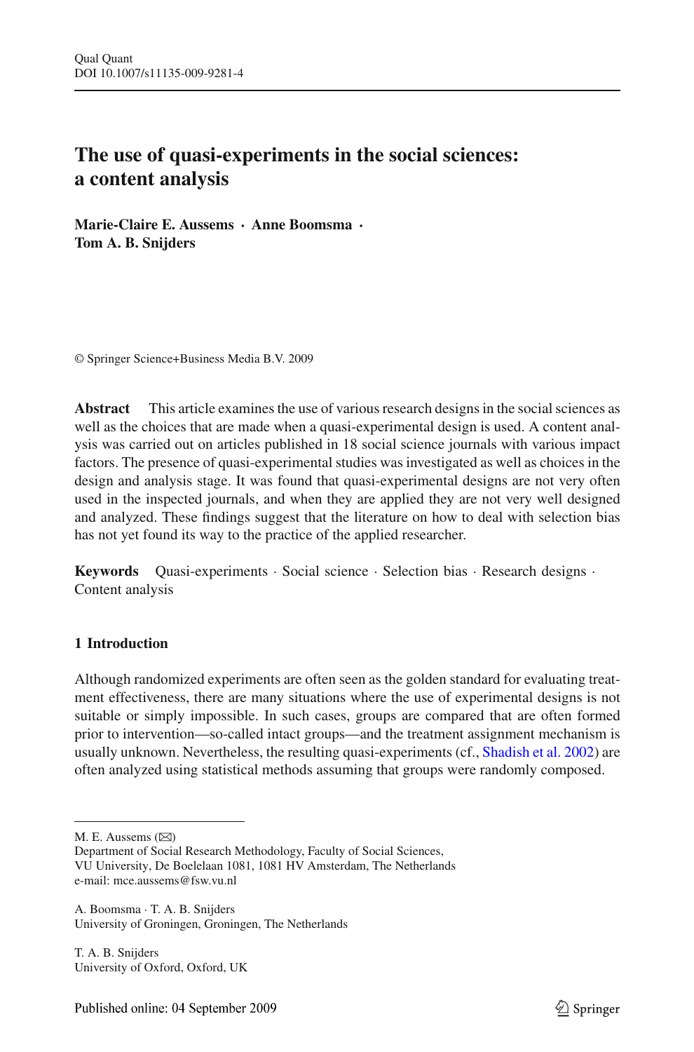# The use of quasi-experiments in the social sciences: a content analysis

**Marie-Claire E. Aussems · Anne Boomsma · Tom A. B. Snijders**

© Springer Science+Business Media B.V. 2009

**Abstract** This article examines the use of various research designs in the social sciences as well as the choices that are made when a quasi-experimental design is used. A content analysis was carried out on articles published in 18 social science journals with various impact factors. The presence of quasi-experimental studies was investigated as well as choices in the design and analysis stage. It was found that quasi-experimental designs are not very often used in the inspected journals, and when they are applied they are not very well designed and analyzed. These findings suggest that the literature on how to deal with selection bias has not yet found its way to the practice of the applied researcher.

**Keywords** Quasi-experiments · Social science · Selection bias · Research designs · Content analysis

## 1 Introduction

Although randomized experiments are often seen as the golden standard for evaluating treatment effectiveness, there are many situations where the use of experimental designs is not suitable or simply impossible. In such cases, groups are compared that are often formed prior to intervention—so-called intact groups—and the treatment assignment mechanism is usually unknown. Nevertheless, the resulting quasi-experiments (cf., Shadish et al. 2002) are often analyzed using statistical methods assuming that groups were randomly composed.

M. E. Aussems (✉)
Department of Social Research Methodology, Faculty of Social Sciences, VU University, De Boelelaan 1081, 1081 HV Amsterdam, The Netherlands
e-mail: mce.aussems@fsw.vu.nl

A. Boomsma · T. A. B. Snijders
University of Groningen, Groningen, The Netherlands

T. A. B. Snijders
University of Oxford, Oxford, UK

Published online: 04 September 2009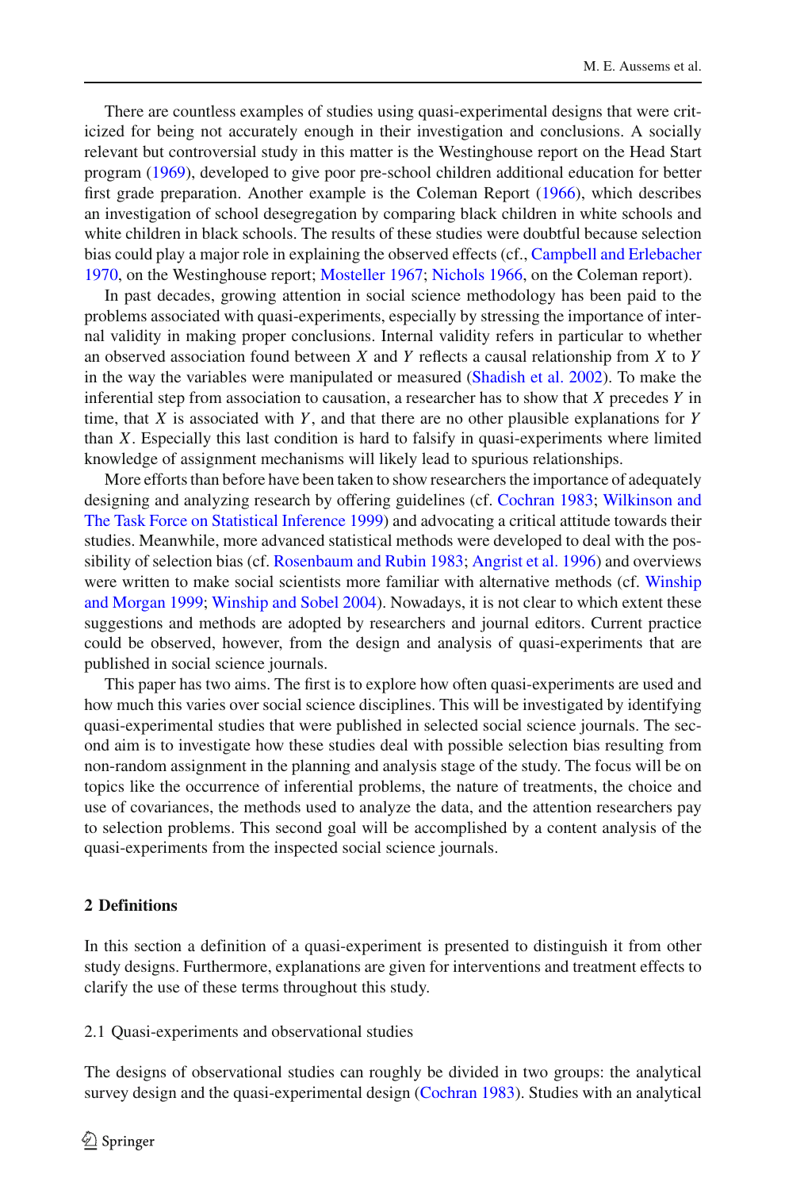There are countless examples of studies using quasi-experimental designs that were criticized for being not accurately enough in their investigation and conclusions. A socially relevant but controversial study in this matter is the Westinghouse report on the Head Start program (1969), developed to give poor pre-school children additional education for better first grade preparation. Another example is the Coleman Report (1966), which describes an investigation of school desegregation by comparing black children in white schools and white children in black schools. The results of these studies were doubtful because selection bias could play a major role in explaining the observed effects (cf., Campbell and Erlebacher 1970, on the Westinghouse report; Mosteller 1967; Nichols 1966, on the Coleman report).

In past decades, growing attention in social science methodology has been paid to the problems associated with quasi-experiments, especially by stressing the importance of internal validity in making proper conclusions. Internal validity refers in particular to whether an observed association found between $X$ and $Y$ reflects a causal relationship from $X$ to $Y$ in the way the variables were manipulated or measured (Shadish et al. 2002). To make the inferential step from association to causation, a researcher has to show that $X$ precedes $Y$ in time, that $X$ is associated with $Y$, and that there are no other plausible explanations for $Y$ than $X$. Especially this last condition is hard to falsify in quasi-experiments where limited knowledge of assignment mechanisms will likely lead to spurious relationships.

More efforts than before have been taken to show researchers the importance of adequately designing and analyzing research by offering guidelines (cf. Cochran 1983; Wilkinson and The Task Force on Statistical Inference 1999) and advocating a critical attitude towards their studies. Meanwhile, more advanced statistical methods were developed to deal with the possibility of selection bias (cf. Rosenbaum and Rubin 1983; Angrist et al. 1996) and overviews were written to make social scientists more familiar with alternative methods (cf. Winship and Morgan 1999; Winship and Sobel 2004). Nowadays, it is not clear to which extent these suggestions and methods are adopted by researchers and journal editors. Current practice could be observed, however, from the design and analysis of quasi-experiments that are published in social science journals.

This paper has two aims. The first is to explore how often quasi-experiments are used and how much this varies over social science disciplines. This will be investigated by identifying quasi-experimental studies that were published in selected social science journals. The second aim is to investigate how these studies deal with possible selection bias resulting from non-random assignment in the planning and analysis stage of the study. The focus will be on topics like the occurrence of inferential problems, the nature of treatments, the choice and use of covariances, the methods used to analyze the data, and the attention researchers pay to selection problems. This second goal will be accomplished by a content analysis of the quasi-experiments from the inspected social science journals.

## 2 Definitions

In this section a definition of a quasi-experiment is presented to distinguish it from other study designs. Furthermore, explanations are given for interventions and treatment effects to clarify the use of these terms throughout this study.

### 2.1 Quasi-experiments and observational studies

The designs of observational studies can roughly be divided in two groups: the analytical survey design and the quasi-experimental design (Cochran 1983). Studies with an analytical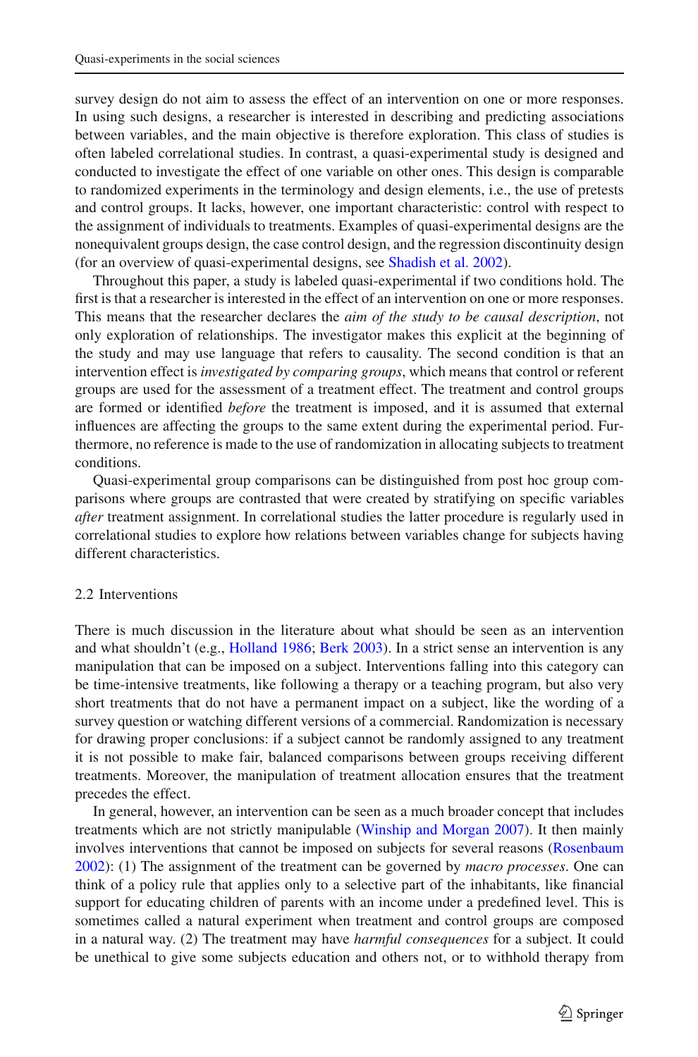survey design do not aim to assess the effect of an intervention on one or more responses. In using such designs, a researcher is interested in describing and predicting associations between variables, and the main objective is therefore exploration. This class of studies is often labeled correlational studies. In contrast, a quasi-experimental study is designed and conducted to investigate the effect of one variable on other ones. This design is comparable to randomized experiments in the terminology and design elements, i.e., the use of pretests and control groups. It lacks, however, one important characteristic: control with respect to the assignment of individuals to treatments. Examples of quasi-experimental designs are the nonequivalent groups design, the case control design, and the regression discontinuity design (for an overview of quasi-experimental designs, see Shadish et al. 2002).

Throughout this paper, a study is labeled quasi-experimental if two conditions hold. The first is that a researcher is interested in the effect of an intervention on one or more responses. This means that the researcher declares the *aim of the study to be causal description*, not only exploration of relationships. The investigator makes this explicit at the beginning of the study and may use language that refers to causality. The second condition is that an intervention effect is *investigated by comparing groups*, which means that control or referent groups are used for the assessment of a treatment effect. The treatment and control groups are formed or identified *before* the treatment is imposed, and it is assumed that external influences are affecting the groups to the same extent during the experimental period. Furthermore, no reference is made to the use of randomization in allocating subjects to treatment conditions.

Quasi-experimental group comparisons can be distinguished from post hoc group comparisons where groups are contrasted that were created by stratifying on specific variables *after* treatment assignment. In correlational studies the latter procedure is regularly used in correlational studies to explore how relations between variables change for subjects having different characteristics.

## 2.2 Interventions

There is much discussion in the literature about what should be seen as an intervention and what shouldn't (e.g., Holland 1986; Berk 2003). In a strict sense an intervention is any manipulation that can be imposed on a subject. Interventions falling into this category can be time-intensive treatments, like following a therapy or a teaching program, but also very short treatments that do not have a permanent impact on a subject, like the wording of a survey question or watching different versions of a commercial. Randomization is necessary for drawing proper conclusions: if a subject cannot be randomly assigned to any treatment it is not possible to make fair, balanced comparisons between groups receiving different treatments. Moreover, the manipulation of treatment allocation ensures that the treatment precedes the effect.

In general, however, an intervention can be seen as a much broader concept that includes treatments which are not strictly manipulable (Winship and Morgan 2007). It then mainly involves interventions that cannot be imposed on subjects for several reasons (Rosenbaum 2002): (1) The assignment of the treatment can be governed by *macro processes*. One can think of a policy rule that applies only to a selective part of the inhabitants, like financial support for educating children of parents with an income under a predefined level. This is sometimes called a natural experiment when treatment and control groups are composed in a natural way. (2) The treatment may have *harmful consequences* for a subject. It could be unethical to give some subjects education and others not, or to withhold therapy from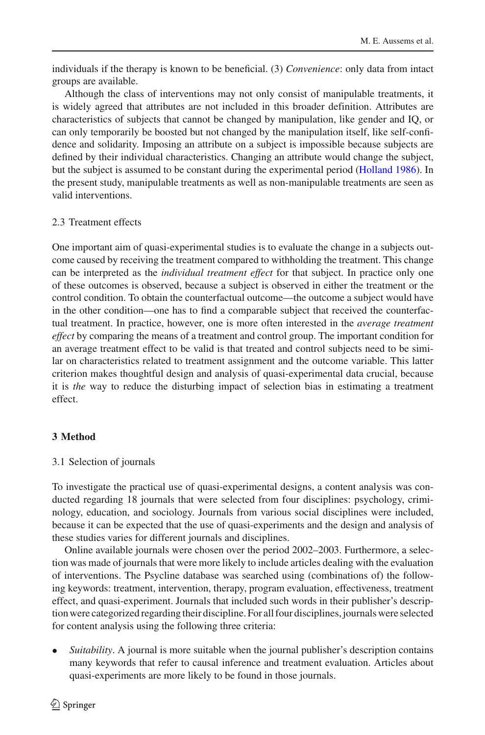individuals if the therapy is known to be beneficial. (3) *Convenience*: only data from intact groups are available.

Although the class of interventions may not only consist of manipulable treatments, it is widely agreed that attributes are not included in this broader definition. Attributes are characteristics of subjects that cannot be changed by manipulation, like gender and IQ, or can only temporarily be boosted but not changed by the manipulation itself, like self-confidence and solidarity. Imposing an attribute on a subject is impossible because subjects are defined by their individual characteristics. Changing an attribute would change the subject, but the subject is assumed to be constant during the experimental period (Holland 1986). In the present study, manipulable treatments as well as non-manipulable treatments are seen as valid interventions.

### 2.3 Treatment effects

One important aim of quasi-experimental studies is to evaluate the change in a subjects outcome caused by receiving the treatment compared to withholding the treatment. This change can be interpreted as the *individual treatment effect* for that subject. In practice only one of these outcomes is observed, because a subject is observed in either the treatment or the control condition. To obtain the counterfactual outcome—the outcome a subject would have in the other condition—one has to find a comparable subject that received the counterfactual treatment. In practice, however, one is more often interested in the *average treatment effect* by comparing the means of a treatment and control group. The important condition for an average treatment effect to be valid is that treated and control subjects need to be similar on characteristics related to treatment assignment and the outcome variable. This latter criterion makes thoughtful design and analysis of quasi-experimental data crucial, because it is *the* way to reduce the disturbing impact of selection bias in estimating a treatment effect.

## 3 Method

### 3.1 Selection of journals

To investigate the practical use of quasi-experimental designs, a content analysis was conducted regarding 18 journals that were selected from four disciplines: psychology, criminology, education, and sociology. Journals from various social disciplines were included, because it can be expected that the use of quasi-experiments and the design and analysis of these studies varies for different journals and disciplines.

Online available journals were chosen over the period 2002–2003. Furthermore, a selection was made of journals that were more likely to include articles dealing with the evaluation of interventions. The Psycline database was searched using (combinations of) the following keywords: treatment, intervention, therapy, program evaluation, effectiveness, treatment effect, and quasi-experiment. Journals that included such words in their publisher's description were categorized regarding their discipline. For all four disciplines, journals were selected for content analysis using the following three criteria:

- *Suitability*. A journal is more suitable when the journal publisher's description contains many keywords that refer to causal inference and treatment evaluation. Articles about quasi-experiments are more likely to be found in those journals.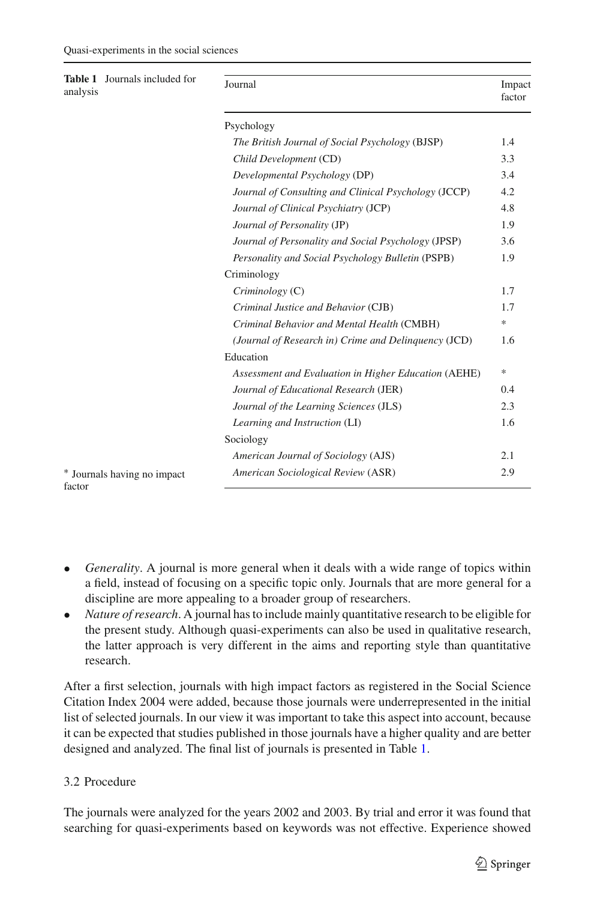**Table 1** Journals included for analysis

| Journal | Impact factor |
|---|---|
| Psychology | |
| *The British Journal of Social Psychology* (BJSP) | 1.4 |
| *Child Development* (CD) | 3.3 |
| *Developmental Psychology* (DP) | 3.4 |
| *Journal of Consulting and Clinical Psychology* (JCCP) | 4.2 |
| *Journal of Clinical Psychiatry* (JCP) | 4.8 |
| *Journal of Personality* (JP) | 1.9 |
| *Journal of Personality and Social Psychology* (JPSP) | 3.6 |
| *Personality and Social Psychology Bulletin* (PSPB) | 1.9 |
| Criminology | |
| *Criminology* (C) | 1.7 |
| *Criminal Justice and Behavior* (CJB) | 1.7 |
| *Criminal Behavior and Mental Health* (CMBH) | * |
| *(Journal of Research in) Crime and Delinquency* (JCD) | 1.6 |
| Education | |
| *Assessment and Evaluation in Higher Education* (AEHE) | * |
| *Journal of Educational Research* (JER) | 0.4 |
| *Journal of the Learning Sciences* (JLS) | 2.3 |
| *Learning and Instruction* (LI) | 1.6 |
| Sociology | |
| *American Journal of Sociology* (AJS) | 2.1 |
| *American Sociological Review* (ASR) | 2.9 |

\* Journals having no impact factor

- *Generality*. A journal is more general when it deals with a wide range of topics within a field, instead of focusing on a specific topic only. Journals that are more general for a discipline are more appealing to a broader group of researchers.
- *Nature of research*. A journal has to include mainly quantitative research to be eligible for the present study. Although quasi-experiments can also be used in qualitative research, the latter approach is very different in the aims and reporting style than quantitative research.

After a first selection, journals with high impact factors as registered in the Social Science Citation Index 2004 were added, because those journals were underrepresented in the initial list of selected journals. In our view it was important to take this aspect into account, because it can be expected that studies published in those journals have a higher quality and are better designed and analyzed. The final list of journals is presented in Table 1.

### 3.2 Procedure

The journals were analyzed for the years 2002 and 2003. By trial and error it was found that searching for quasi-experiments based on keywords was not effective. Experience showed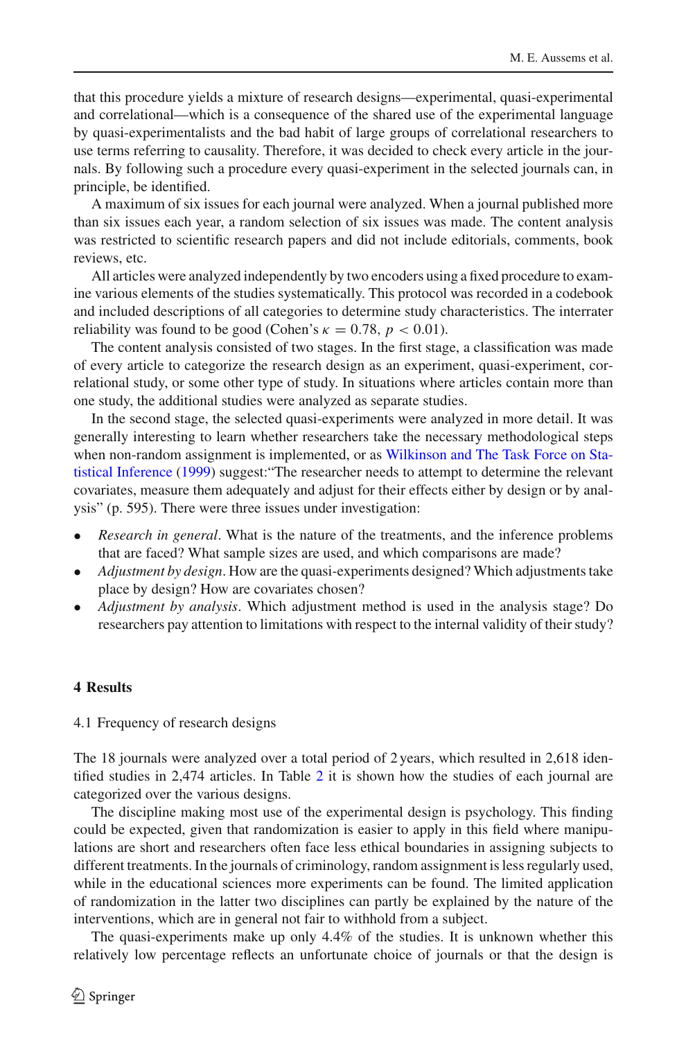that this procedure yields a mixture of research designs—experimental, quasi-experimental and correlational—which is a consequence of the shared use of the experimental language by quasi-experimentalists and the bad habit of large groups of correlational researchers to use terms referring to causality. Therefore, it was decided to check every article in the journals. By following such a procedure every quasi-experiment in the selected journals can, in principle, be identified.

A maximum of six issues for each journal were analyzed. When a journal published more than six issues each year, a random selection of six issues was made. The content analysis was restricted to scientific research papers and did not include editorials, comments, book reviews, etc.

All articles were analyzed independently by two encoders using a fixed procedure to examine various elements of the studies systematically. This protocol was recorded in a codebook and included descriptions of all categories to determine study characteristics. The interrater reliability was found to be good (Cohen's $\kappa = 0.78$, $p < 0.01$).

The content analysis consisted of two stages. In the first stage, a classification was made of every article to categorize the research design as an experiment, quasi-experiment, correlational study, or some other type of study. In situations where articles contain more than one study, the additional studies were analyzed as separate studies.

In the second stage, the selected quasi-experiments were analyzed in more detail. It was generally interesting to learn whether researchers take the necessary methodological steps when non-random assignment is implemented, or as Wilkinson and The Task Force on Statistical Inference (1999) suggest:"The researcher needs to attempt to determine the relevant covariates, measure them adequately and adjust for their effects either by design or by analysis" (p. 595). There were three issues under investigation:

- *Research in general*. What is the nature of the treatments, and the inference problems that are faced? What sample sizes are used, and which comparisons are made?
- *Adjustment by design*. How are the quasi-experiments designed? Which adjustments take place by design? How are covariates chosen?
- *Adjustment by analysis*. Which adjustment method is used in the analysis stage? Do researchers pay attention to limitations with respect to the internal validity of their study?

## 4 Results

### 4.1 Frequency of research designs

The 18 journals were analyzed over a total period of 2 years, which resulted in 2,618 identified studies in 2,474 articles. In Table 2 it is shown how the studies of each journal are categorized over the various designs.

The discipline making most use of the experimental design is psychology. This finding could be expected, given that randomization is easier to apply in this field where manipulations are short and researchers often face less ethical boundaries in assigning subjects to different treatments. In the journals of criminology, random assignment is less regularly used, while in the educational sciences more experiments can be found. The limited application of randomization in the latter two disciplines can partly be explained by the nature of the interventions, which are in general not fair to withhold from a subject.

The quasi-experiments make up only 4.4% of the studies. It is unknown whether this relatively low percentage reflects an unfortunate choice of journals or that the design is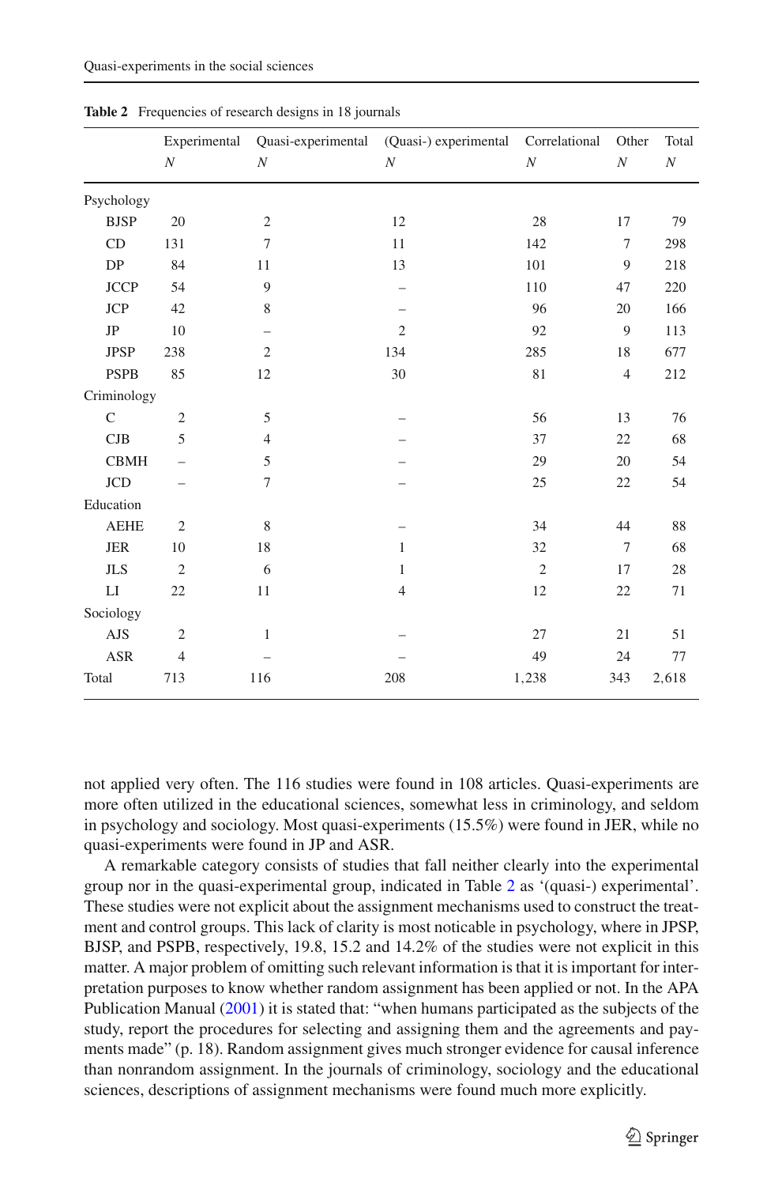**Table 2** Frequencies of research designs in 18 journals

| | Experimental *N* | Quasi-experimental *N* | (Quasi-) experimental *N* | Correlational *N* | Other *N* | Total *N* |
|---|---|---|---|---|---|---|
| Psychology | | | | | | |
| BJSP | 20 | 2 | 12 | 28 | 17 | 79 |
| CD | 131 | 7 | 11 | 142 | 7 | 298 |
| DP | 84 | 11 | 13 | 101 | 9 | 218 |
| JCCP | 54 | 9 | – | 110 | 47 | 220 |
| JCP | 42 | 8 | – | 96 | 20 | 166 |
| JP | 10 | – | 2 | 92 | 9 | 113 |
| JPSP | 238 | 2 | 134 | 285 | 18 | 677 |
| PSPB | 85 | 12 | 30 | 81 | 4 | 212 |
| Criminology | | | | | | |
| C | 2 | 5 | – | 56 | 13 | 76 |
| CJB | 5 | 4 | – | 37 | 22 | 68 |
| CBMH | – | 5 | – | 29 | 20 | 54 |
| JCD | – | 7 | – | 25 | 22 | 54 |
| Education | | | | | | |
| AEHE | 2 | 8 | – | 34 | 44 | 88 |
| JER | 10 | 18 | 1 | 32 | 7 | 68 |
| JLS | 2 | 6 | 1 | 2 | 17 | 28 |
| LI | 22 | 11 | 4 | 12 | 22 | 71 |
| Sociology | | | | | | |
| AJS | 2 | 1 | – | 27 | 21 | 51 |
| ASR | 4 | – | – | 49 | 24 | 77 |
| Total | 713 | 116 | 208 | 1,238 | 343 | 2,618 |

not applied very often. The 116 studies were found in 108 articles. Quasi-experiments are more often utilized in the educational sciences, somewhat less in criminology, and seldom in psychology and sociology. Most quasi-experiments (15.5%) were found in JER, while no quasi-experiments were found in JP and ASR.

A remarkable category consists of studies that fall neither clearly into the experimental group nor in the quasi-experimental group, indicated in Table 2 as '(quasi-) experimental'. These studies were not explicit about the assignment mechanisms used to construct the treatment and control groups. This lack of clarity is most noticable in psychology, where in JPSP, BJSP, and PSPB, respectively, 19.8, 15.2 and 14.2% of the studies were not explicit in this matter. A major problem of omitting such relevant information is that it is important for interpretation purposes to know whether random assignment has been applied or not. In the APA Publication Manual (2001) it is stated that: "when humans participated as the subjects of the study, report the procedures for selecting and assigning them and the agreements and payments made" (p. 18). Random assignment gives much stronger evidence for causal inference than nonrandom assignment. In the journals of criminology, sociology and the educational sciences, descriptions of assignment mechanisms were found much more explicitly.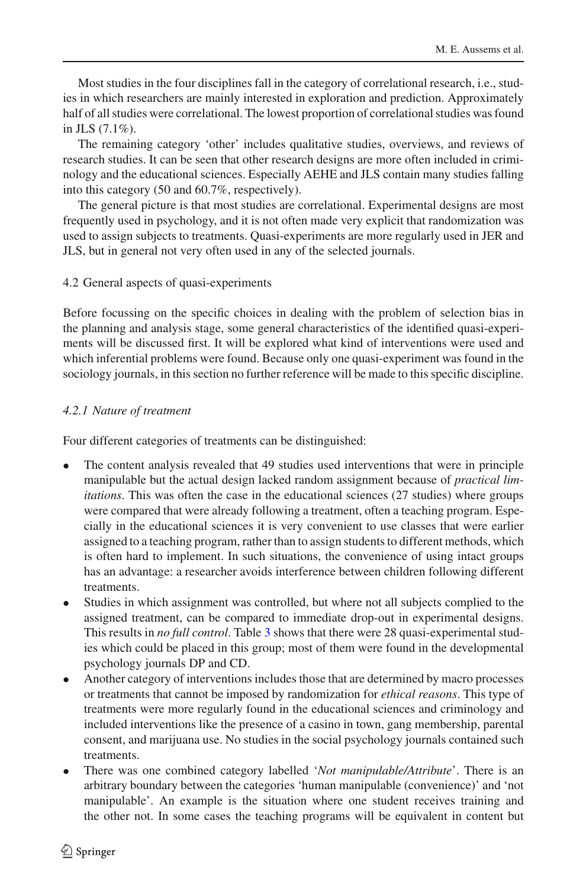Most studies in the four disciplines fall in the category of correlational research, i.e., studies in which researchers are mainly interested in exploration and prediction. Approximately half of all studies were correlational. The lowest proportion of correlational studies was found in JLS (7.1%).

The remaining category 'other' includes qualitative studies, overviews, and reviews of research studies. It can be seen that other research designs are more often included in criminology and the educational sciences. Especially AEHE and JLS contain many studies falling into this category (50 and 60.7%, respectively).

The general picture is that most studies are correlational. Experimental designs are most frequently used in psychology, and it is not often made very explicit that randomization was used to assign subjects to treatments. Quasi-experiments are more regularly used in JER and JLS, but in general not very often used in any of the selected journals.

### 4.2 General aspects of quasi-experiments

Before focussing on the specific choices in dealing with the problem of selection bias in the planning and analysis stage, some general characteristics of the identified quasi-experiments will be discussed first. It will be explored what kind of interventions were used and which inferential problems were found. Because only one quasi-experiment was found in the sociology journals, in this section no further reference will be made to this specific discipline.

#### *4.2.1 Nature of treatment*

Four different categories of treatments can be distinguished:

- The content analysis revealed that 49 studies used interventions that were in principle manipulable but the actual design lacked random assignment because of *practical limitations*. This was often the case in the educational sciences (27 studies) where groups were compared that were already following a treatment, often a teaching program. Especially in the educational sciences it is very convenient to use classes that were earlier assigned to a teaching program, rather than to assign students to different methods, which is often hard to implement. In such situations, the convenience of using intact groups has an advantage: a researcher avoids interference between children following different treatments.
- Studies in which assignment was controlled, but where not all subjects complied to the assigned treatment, can be compared to immediate drop-out in experimental designs. This results in *no full control*. Table 3 shows that there were 28 quasi-experimental studies which could be placed in this group; most of them were found in the developmental psychology journals DP and CD.
- Another category of interventions includes those that are determined by macro processes or treatments that cannot be imposed by randomization for *ethical reasons*. This type of treatments were more regularly found in the educational sciences and criminology and included interventions like the presence of a casino in town, gang membership, parental consent, and marijuana use. No studies in the social psychology journals contained such treatments.
- There was one combined category labelled '*Not manipulable/Attribute*'. There is an arbitrary boundary between the categories 'human manipulable (convenience)' and 'not manipulable'. An example is the situation where one student receives training and the other not. In some cases the teaching programs will be equivalent in content but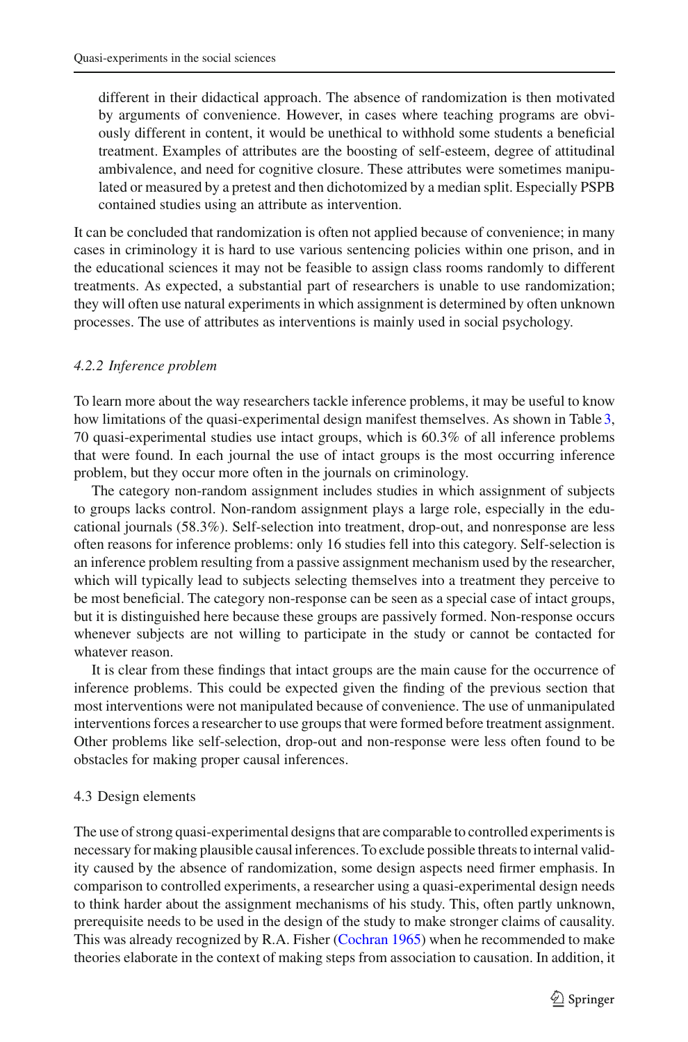different in their didactical approach. The absence of randomization is then motivated by arguments of convenience. However, in cases where teaching programs are obviously different in content, it would be unethical to withhold some students a beneficial treatment. Examples of attributes are the boosting of self-esteem, degree of attitudinal ambivalence, and need for cognitive closure. These attributes were sometimes manipulated or measured by a pretest and then dichotomized by a median split. Especially PSPB contained studies using an attribute as intervention.

It can be concluded that randomization is often not applied because of convenience; in many cases in criminology it is hard to use various sentencing policies within one prison, and in the educational sciences it may not be feasible to assign class rooms randomly to different treatments. As expected, a substantial part of researchers is unable to use randomization; they will often use natural experiments in which assignment is determined by often unknown processes. The use of attributes as interventions is mainly used in social psychology.

#### *4.2.2 Inference problem*

To learn more about the way researchers tackle inference problems, it may be useful to know how limitations of the quasi-experimental design manifest themselves. As shown in Table 3, 70 quasi-experimental studies use intact groups, which is 60.3% of all inference problems that were found. In each journal the use of intact groups is the most occurring inference problem, but they occur more often in the journals on criminology.

The category non-random assignment includes studies in which assignment of subjects to groups lacks control. Non-random assignment plays a large role, especially in the educational journals (58.3%). Self-selection into treatment, drop-out, and nonresponse are less often reasons for inference problems: only 16 studies fell into this category. Self-selection is an inference problem resulting from a passive assignment mechanism used by the researcher, which will typically lead to subjects selecting themselves into a treatment they perceive to be most beneficial. The category non-response can be seen as a special case of intact groups, but it is distinguished here because these groups are passively formed. Non-response occurs whenever subjects are not willing to participate in the study or cannot be contacted for whatever reason.

It is clear from these findings that intact groups are the main cause for the occurrence of inference problems. This could be expected given the finding of the previous section that most interventions were not manipulated because of convenience. The use of unmanipulated interventions forces a researcher to use groups that were formed before treatment assignment. Other problems like self-selection, drop-out and non-response were less often found to be obstacles for making proper causal inferences.

### 4.3 Design elements

The use of strong quasi-experimental designs that are comparable to controlled experiments is necessary for making plausible causal inferences. To exclude possible threats to internal validity caused by the absence of randomization, some design aspects need firmer emphasis. In comparison to controlled experiments, a researcher using a quasi-experimental design needs to think harder about the assignment mechanisms of his study. This, often partly unknown, prerequisite needs to be used in the design of the study to make stronger claims of causality. This was already recognized by R.A. Fisher (Cochran 1965) when he recommended to make theories elaborate in the context of making steps from association to causation. In addition, it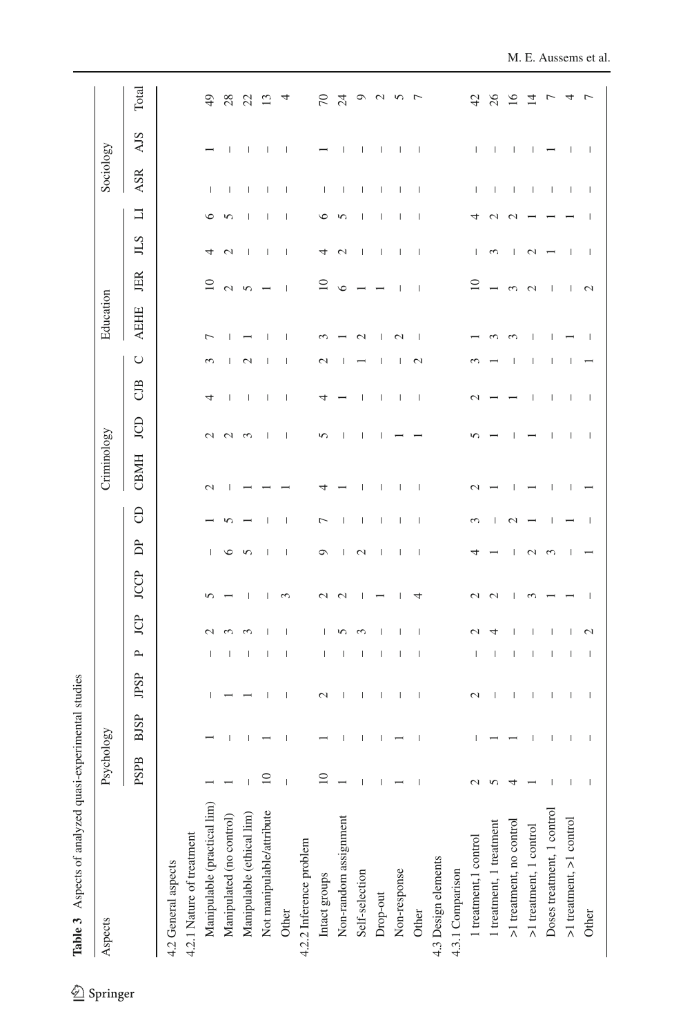**Table 3** Aspects of analyzed quasi-experimental studies

| Aspects | Psychology | | | | | | | | Criminology | | | | Education | | | | Sociology | | Total |
|---|---|---|---|---|---|---|---|---|---|---|---|---|---|---|---|---|---|---|---|
| | PSPB | BJSP | JPSP | P | JCP | JCCP | DP | CD | CBMH | JCD | CJB | C | AEHE | JER | JLS | LI | ASR | AJS | |
| 4.2 General aspects | | | | | | | | | | | | | | | | | | | |
| 4.2.1 Nature of treatment | | | | | | | | | | | | | | | | | | | |
| Manipulable (practical lim) | 1 | 1 | – | – | 2 | 5 | – | 1 | 2 | 2 | 4 | 3 | 7 | 10 | 4 | 6 | – | 1 | 49 |
| Manipulated (no control) | 1 | – | 1 | – | 3 | 1 | 6 | 5 | – | 2 | – | – | – | 2 | 2 | 5 | – | – | 28 |
| Manipulable (ethical lim) | – | – | 1 | – | 3 | – | 5 | 1 | 1 | 3 | – | 2 | 1 | 5 | – | – | – | – | 22 |
| Not manipulable/attribute | 10 | 1 | – | – | – | – | – | – | 1 | – | – | – | – | 1 | – | – | – | – | 13 |
| Other | – | – | – | – | – | 3 | – | – | 1 | – | – | – | – | – | – | – | – | – | 4 |
| 4.2.2 Inference problem | | | | | | | | | | | | | | | | | | | |
| Intact groups | 10 | 1 | 2 | – | – | 2 | 9 | 7 | 4 | 5 | 4 | 2 | 3 | 10 | 4 | 6 | – | 1 | 70 |
| Non-random assignment | 1 | – | – | – | 5 | 2 | – | – | 1 | – | 1 | – | 1 | 6 | 2 | 5 | – | – | 24 |
| Self-selection | – | – | – | – | 3 | – | 2 | – | – | – | – | 1 | 2 | 1 | – | – | – | – | 9 |
| Drop-out | – | – | – | – | – | 1 | – | – | – | – | – | – | – | 1 | – | – | – | – | 2 |
| Non-response | 1 | 1 | – | – | – | – | – | – | – | 1 | – | – | 2 | – | – | – | – | – | 5 |
| Other | – | – | – | – | – | 4 | – | – | – | 1 | – | 2 | – | – | – | – | – | – | 7 |
| 4.3 Design elements | | | | | | | | | | | | | | | | | | | |
| 4.3.1 Comparison | | | | | | | | | | | | | | | | | | | |
| 1 treatment,1 control | 2 | – | 2 | – | 2 | 2 | 4 | 3 | 2 | 5 | 2 | 3 | 1 | 10 | – | 4 | – | – | 42 |
| 1 treatment, 1 treatment | 5 | 1 | – | – | 4 | 2 | 1 | – | 1 | 1 | 1 | 1 | 3 | 1 | 3 | 2 | – | – | 26 |
| >1 treatment, no control | 4 | 1 | – | – | – | – | – | 2 | – | – | 1 | – | 3 | 3 | – | 2 | – | – | 16 |
| >1 treatment, 1 control | 1 | – | – | – | – | 3 | 2 | 1 | 1 | 1 | – | – | – | 2 | 2 | 1 | – | – | 14 |
| Doses treatment, 1 control | – | – | – | – | – | 1 | 3 | – | – | – | – | – | – | – | 1 | 1 | – | 1 | 7 |
| >1 treatment, >1 control | – | – | – | – | – | 1 | – | 1 | – | – | – | – | 1 | – | – | 1 | – | – | 4 |
| Other | – | – | – | – | 2 | – | 1 | – | 1 | – | – | 1 | – | 2 | – | – | – | – | 7 |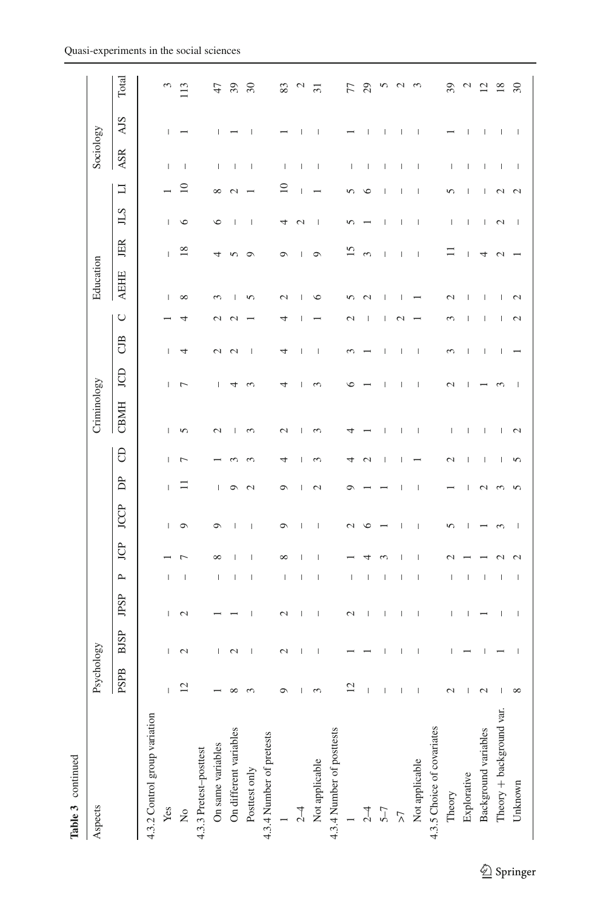**Table 3** continued

| Aspects | Psychology | | | | | | | | Criminology | | | | Education | | | | Sociology | | Total |
|---|---|---|---|---|---|---|---|---|---|---|---|---|---|---|---|---|---|---|---|
| | PSPB | BJSP | JPSP | P | JCP | JCCP | DP | CD | CBMH | JCD | CJB | C | AEHE | JER | JLS | LI | ASR | AJS | |
| 4.3.2 Control group variation | | | | | | | | | | | | | | | | | | | |
| Yes | – | – | – | – | 1 | – | – | – | – | – | – | 1 | – | – | – | 1 | – | – | 3 |
| No | 12 | 2 | 2 | – | 7 | 9 | 11 | 7 | 5 | 7 | 4 | 4 | 8 | 18 | 6 | 10 | – | 1 | 113 |
| 4.3.3 Pretest–posttest | | | | | | | | | | | | | | | | | | | |
| On same variables | 1 | – | 1 | – | 8 | 9 | – | 1 | 2 | – | 2 | 2 | 3 | 4 | 6 | 8 | – | – | 47 |
| On different variables | 8 | 2 | 1 | – | – | – | 9 | 3 | – | 4 | 2 | 2 | – | 5 | – | 2 | – | 1 | 39 |
| Posttest only | 3 | – | – | – | – | – | 2 | 3 | 3 | 3 | – | 1 | 5 | 9 | – | 1 | – | – | 30 |
| 4.3.4 Number of pretests | | | | | | | | | | | | | | | | | | | |
| 1 | 9 | 2 | 2 | – | 8 | 9 | 9 | 4 | 2 | 4 | 4 | 4 | 2 | 9 | 4 | 10 | – | 1 | 83 |
| 2–4 | – | – | – | – | – | – | – | – | – | – | – | – | – | – | 2 | – | – | – | 2 |
| Not applicable | 3 | – | – | – | – | – | 2 | 3 | 3 | 3 | – | 1 | 6 | 9 | – | 1 | – | – | 31 |
| 4.3.4 Number of posttests | | | | | | | | | | | | | | | | | | | |
| 1 | 12 | 1 | 2 | – | 1 | 2 | 9 | 4 | 4 | 6 | 3 | 2 | 5 | 15 | 5 | 5 | – | 1 | 77 |
| 2–4 | – | 1 | – | – | 4 | 6 | 1 | 2 | 1 | 1 | 1 | – | 2 | 3 | 1 | 6 | – | – | 29 |
| 5–7 | – | – | – | – | 3 | 1 | 1 | – | – | – | – | – | – | – | – | – | – | – | 5 |
| >7 | – | – | – | – | – | – | – | – | – | – | – | 2 | – | – | – | – | – | – | 2 |
| Not applicable | – | – | – | – | – | – | – | 1 | – | – | – | 1 | 1 | – | – | – | – | – | 3 |
| 4.3.5 Choice of covariates | | | | | | | | | | | | | | | | | | | |
| Theory | 2 | – | – | – | 2 | 5 | 1 | 2 | – | 2 | 3 | 3 | 2 | 11 | – | 5 | – | 1 | 39 |
| Explorative | – | 1 | – | – | 1 | – | – | – | – | – | – | – | – | – | – | – | – | – | 2 |
| Background variables | 2 | – | 1 | – | 1 | 1 | 2 | – | – | 1 | – | – | – | 4 | – | – | – | – | 12 |
| Theory + background var. | – | 1 | – | – | 2 | 3 | 3 | – | – | 3 | – | – | – | 2 | 2 | 2 | – | – | 18 |
| Unknown | 8 | – | – | – | 2 | – | 5 | 5 | 2 | – | 1 | 2 | 2 | 1 | – | 2 | – | – | 30 |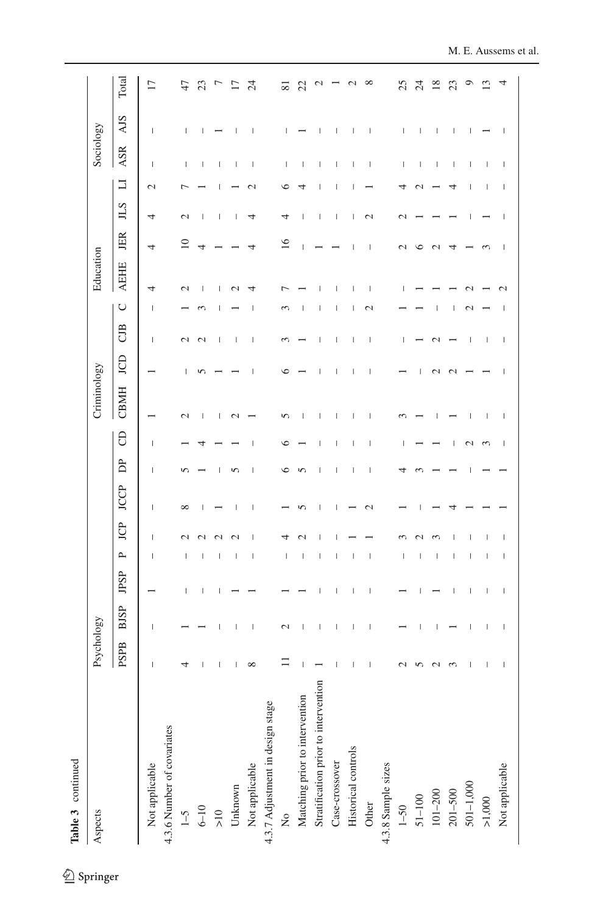**Table 3** continued

| Aspects | Psychology | | | | | | | | Criminology | | | | Education | | | | Sociology | | Total |
|---|---|---|---|---|---|---|---|---|---|---|---|---|---|---|---|---|---|---|---|
| | PSPB | BJSP | JPSP | P | JCP | JCCP | DP | CD | CBMH | JCD | CJB | C | AEHE | JER | JLS | LI | ASR | AJS | |
| Not applicable | – | – | 1 | – | – | – | – | – | 1 | 1 | – | – | 4 | 4 | 4 | 2 | – | – | 17 |
| 4.3.6 Number of covariates | | | | | | | | | | | | | | | | | | | |
| 1–5 | 4 | 1 | – | – | 2 | 8 | 5 | 1 | 2 | – | 2 | 1 | 2 | 10 | 2 | 7 | – | – | 47 |
| 6–10 | – | 1 | – | – | 2 | – | 1 | 4 | – | 5 | 2 | 3 | – | 4 | – | 1 | – | – | 23 |
| >10 | – | – | – | – | 2 | 1 | – | 1 | – | 1 | – | – | – | 1 | – | – | – | 1 | 7 |
| Unknown | – | – | 1 | – | 2 | – | 5 | 1 | 2 | 1 | – | 1 | 2 | 1 | – | 1 | – | – | 17 |
| Not applicable | 8 | – | 1 | – | – | – | – | – | 1 | – | – | – | 4 | 4 | 4 | 2 | – | – | 24 |
| 4.3.7 Adjustment in design stage | | | | | | | | | | | | | | | | | | | |
| No | 11 | 2 | 1 | – | 4 | 1 | 6 | 6 | 5 | 6 | 3 | 3 | 7 | 16 | 4 | 6 | – | – | 81 |
| Matching prior to intervention | – | – | 1 | – | 2 | 5 | 5 | 1 | – | 1 | 1 | – | 1 | – | – | 4 | – | 1 | 22 |
| Stratification prior to intervention | 1 | – | – | – | – | – | – | – | – | – | – | – | – | 1 | – | – | – | – | 2 |
| Case-crossover | – | – | – | – | – | – | – | – | – | – | – | – | – | 1 | – | – | – | – | 1 |
| Historical controls | – | – | – | – | 1 | 1 | – | – | – | – | – | – | – | – | – | – | – | – | 2 |
| Other | – | – | – | – | 1 | 2 | – | – | – | – | – | 2 | – | – | 2 | 1 | – | – | 8 |
| 4.3.8 Sample sizes | | | | | | | | | | | | | | | | | | | |
| 1–50 | 2 | 1 | 1 | – | 3 | 1 | 4 | – | 3 | 1 | – | 1 | – | 2 | 2 | 4 | – | – | 25 |
| 51–100 | 5 | – | – | – | 2 | – | 3 | 1 | 1 | – | 1 | 1 | 1 | 6 | 1 | 2 | – | – | 24 |
| 101–200 | 2 | – | 1 | – | 3 | 1 | 1 | 1 | – | 2 | 2 | – | 1 | 2 | 1 | 1 | – | – | 18 |
| 201–500 | 3 | 1 | – | – | – | 4 | 1 | – | 1 | 2 | 1 | – | 1 | 4 | 1 | 4 | – | – | 23 |
| 501–1,000 | – | – | – | – | – | 1 | – | 2 | – | 1 | – | 2 | 2 | 1 | – | – | – | – | 9 |
| >1,000 | – | – | – | – | – | 1 | 1 | 3 | – | 1 | – | 1 | 1 | 3 | 1 | – | – | 1 | 13 |
| Not applicable | – | – | – | – | – | 1 | 1 | – | – | – | – | – | 2 | – | – | – | – | – | 4 |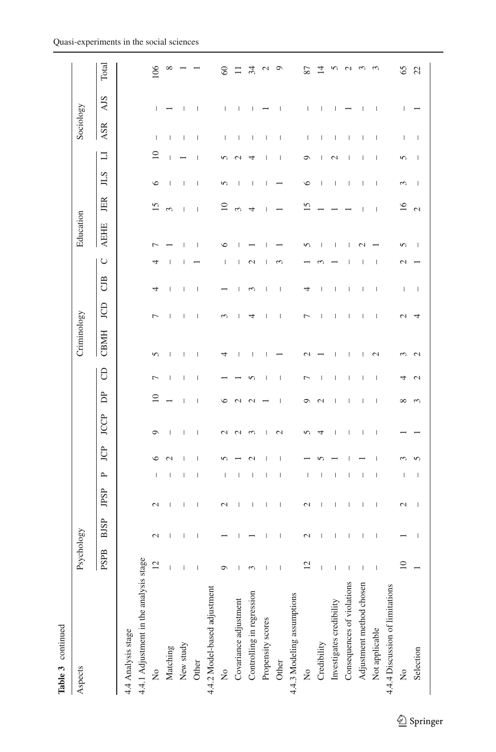**Table 3** continued

| Aspects | Psychology | | | | | | | | Criminology | | | | Education | | | | Sociology | | Total |
|---|---|---|---|---|---|---|---|---|---|---|---|---|---|---|---|---|---|---|---|
| | PSPB | BJSP | JPSP | P | JCP | JCCP | DP | CD | CBMH | JCD | CJB | C | AEHE | JER | JLS | LI | ASR | AJS | |
| 4.4 Analysis stage | | | | | | | | | | | | | | | | | | | |
| 4.4.1 Adjustment in the analysis stage | | | | | | | | | | | | | | | | | | | |
| No | 12 | 2 | 2 | – | 6 | 9 | 10 | 7 | 5 | 7 | 4 | 4 | 7 | 15 | 6 | 10 | – | – | 106 |
| Matching | – | – | – | – | 2 | – | 1 | – | – | – | – | – | 1 | 3 | – | – | – | 1 | 8 |
| New study | – | – | – | – | – | – | – | – | – | – | – | – | – | – | – | 1 | – | – | 1 |
| Other | – | – | – | – | – | – | – | – | – | – | – | 1 | – | – | – | – | – | – | 1 |
| 4.4.2 Model-based adjustment | | | | | | | | | | | | | | | | | | | |
| No | 9 | 1 | 2 | – | 5 | 2 | 6 | 1 | 4 | 3 | 1 | – | 6 | 10 | 5 | 5 | – | – | 60 |
| Covariance adjustment | – | – | – | – | 1 | 2 | 2 | 1 | – | – | – | – | – | 3 | – | 2 | – | – | 11 |
| Controlling in regression | 3 | 1 | – | – | 2 | 3 | 2 | 5 | – | 4 | 3 | 2 | 1 | 4 | – | 4 | – | – | 34 |
| Propensity scores | – | – | – | – | – | – | 1 | – | – | – | – | – | – | – | – | – | – | 1 | 2 |
| Other | – | – | – | – | – | 2 | – | – | 1 | – | – | 3 | 1 | 1 | 1 | – | – | – | 9 |
| 4.4.3 Modeling assumptions | | | | | | | | | | | | | | | | | | | |
| No | 12 | 2 | 2 | – | 1 | 5 | 9 | 7 | 2 | 7 | 4 | 1 | 5 | 15 | 6 | 9 | – | – | 87 |
| Credibility | – | – | – | – | 5 | 4 | 2 | – | 1 | – | – | 3 | – | 1 | – | – | – | – | 14 |
| Investigates credibility | – | – | – | – | 1 | – | – | – | – | – | – | 1 | – | 1 | – | 2 | – | – | 5 |
| Consequences of violations | – | – | – | – | – | – | – | – | – | – | – | – | – | 1 | – | – | – | 1 | 2 |
| Adjustment method chosen | – | – | – | – | 1 | – | – | – | – | – | – | – | 2 | – | – | – | – | – | 3 |
| Not applicable | – | – | – | – | – | – | – | – | 2 | – | – | – | 1 | – | – | – | – | – | 3 |
| 4.4.4 Discussion of limitations | | | | | | | | | | | | | | | | | | | |
| No | 10 | 1 | 2 | – | 3 | 1 | 8 | 4 | 3 | 2 | – | 2 | 5 | 16 | 3 | 5 | – | – | 65 |
| Selection | 1 | – | – | – | 5 | 1 | 3 | 2 | 2 | 4 | 1 | – | – | 2 | – | – | – | 1 | 22 |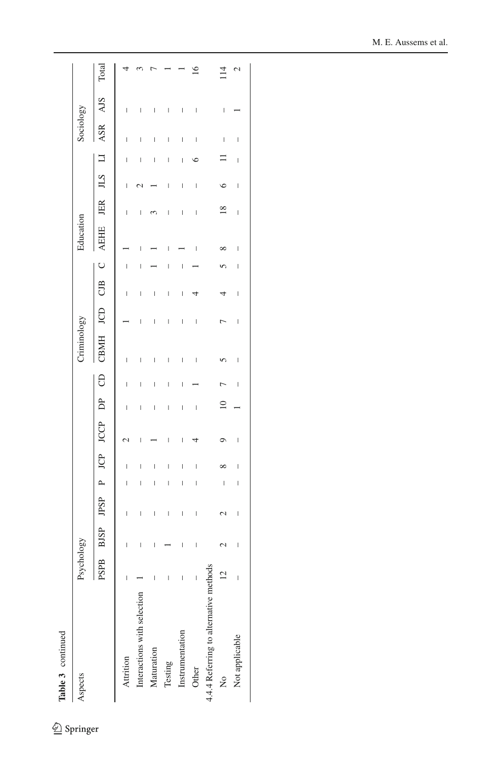**Table 3** continued

| Aspects | Psychology | | | | | | | | Criminology | | | | Education | | | | Sociology | | Total |
|---|---|---|---|---|---|---|---|---|---|---|---|---|---|---|---|---|---|---|---|
| | PSPB | BJSP | JPSP | P | JCP | JCCP | DP | CD | CBMH | JCD | CJB | C | AEHE | JER | JLS | LI | ASR | AJS | Total |
| Attrition | – | – | – | – | – | 2 | – | – | – | 1 | – | – | 1 | – | – | – | – | – | 4 |
| Interactions with selection | 1 | – | – | – | – | – | – | – | – | – | – | – | – | – | 2 | – | – | – | 3 |
| Maturation | – | – | – | – | – | 1 | – | – | – | – | – | 1 | 1 | 3 | 1 | – | – | – | 7 |
| Testing | – | 1 | – | – | – | – | – | – | – | – | – | – | – | – | – | – | – | – | 1 |
| Instrumentation | – | – | – | – | – | – | – | – | – | – | – | – | 1 | – | – | – | – | – | 1 |
| Other | – | – | – | – | – | 4 | – | 1 | – | – | 4 | 1 | – | – | – | 6 | – | – | 16 |
| 4.4.4 Referring to alternative methods | | | | | | | | | | | | | | | | | | | |
| No | 12 | 2 | 2 | – | 8 | 9 | 10 | 7 | 5 | 7 | 4 | 5 | 8 | 18 | 6 | 11 | – | – | 114 |
| Not applicable | – | – | – | – | – | – | 1 | – | – | – | – | – | – | – | – | – | – | 1 | 2 |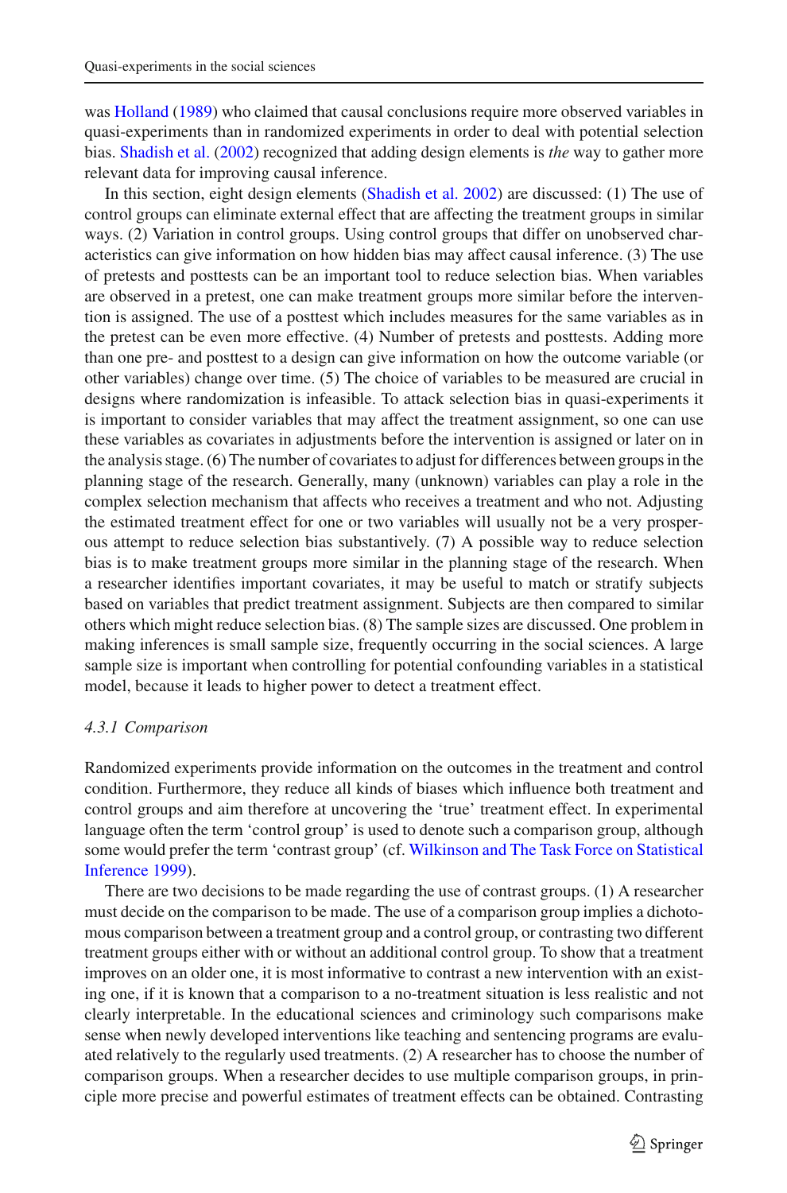was Holland (1989) who claimed that causal conclusions require more observed variables in quasi-experiments than in randomized experiments in order to deal with potential selection bias. Shadish et al. (2002) recognized that adding design elements is *the* way to gather more relevant data for improving causal inference.

In this section, eight design elements (Shadish et al. 2002) are discussed: (1) The use of control groups can eliminate external effect that are affecting the treatment groups in similar ways. (2) Variation in control groups. Using control groups that differ on unobserved characteristics can give information on how hidden bias may affect causal inference. (3) The use of pretests and posttests can be an important tool to reduce selection bias. When variables are observed in a pretest, one can make treatment groups more similar before the intervention is assigned. The use of a posttest which includes measures for the same variables as in the pretest can be even more effective. (4) Number of pretests and posttests. Adding more than one pre- and posttest to a design can give information on how the outcome variable (or other variables) change over time. (5) The choice of variables to be measured are crucial in designs where randomization is infeasible. To attack selection bias in quasi-experiments it is important to consider variables that may affect the treatment assignment, so one can use these variables as covariates in adjustments before the intervention is assigned or later on in the analysis stage. (6) The number of covariates to adjust for differences between groups in the planning stage of the research. Generally, many (unknown) variables can play a role in the complex selection mechanism that affects who receives a treatment and who not. Adjusting the estimated treatment effect for one or two variables will usually not be a very prosperous attempt to reduce selection bias substantively. (7) A possible way to reduce selection bias is to make treatment groups more similar in the planning stage of the research. When a researcher identifies important covariates, it may be useful to match or stratify subjects based on variables that predict treatment assignment. Subjects are then compared to similar others which might reduce selection bias. (8) The sample sizes are discussed. One problem in making inferences is small sample size, frequently occurring in the social sciences. A large sample size is important when controlling for potential confounding variables in a statistical model, because it leads to higher power to detect a treatment effect.

#### *4.3.1 Comparison*

Randomized experiments provide information on the outcomes in the treatment and control condition. Furthermore, they reduce all kinds of biases which influence both treatment and control groups and aim therefore at uncovering the 'true' treatment effect. In experimental language often the term 'control group' is used to denote such a comparison group, although some would prefer the term 'contrast group' (cf. Wilkinson and The Task Force on Statistical Inference 1999).

There are two decisions to be made regarding the use of contrast groups. (1) A researcher must decide on the comparison to be made. The use of a comparison group implies a dichotomous comparison between a treatment group and a control group, or contrasting two different treatment groups either with or without an additional control group. To show that a treatment improves on an older one, it is most informative to contrast a new intervention with an existing one, if it is known that a comparison to a no-treatment situation is less realistic and not clearly interpretable. In the educational sciences and criminology such comparisons make sense when newly developed interventions like teaching and sentencing programs are evaluated relatively to the regularly used treatments. (2) A researcher has to choose the number of comparison groups. When a researcher decides to use multiple comparison groups, in principle more precise and powerful estimates of treatment effects can be obtained. Contrasting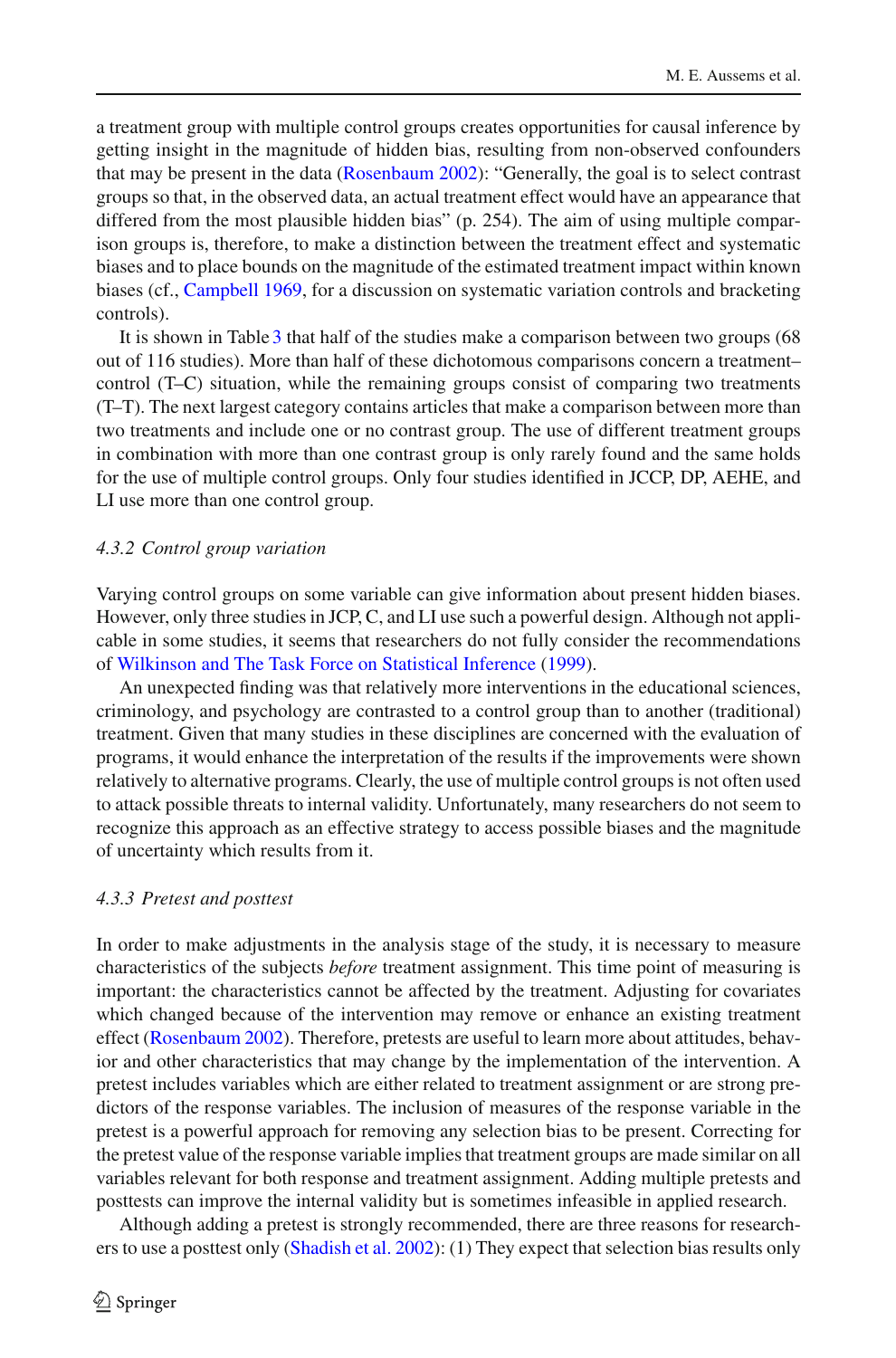a treatment group with multiple control groups creates opportunities for causal inference by getting insight in the magnitude of hidden bias, resulting from non-observed confounders that may be present in the data (Rosenbaum 2002): "Generally, the goal is to select contrast groups so that, in the observed data, an actual treatment effect would have an appearance that differed from the most plausible hidden bias" (p. 254). The aim of using multiple comparison groups is, therefore, to make a distinction between the treatment effect and systematic biases and to place bounds on the magnitude of the estimated treatment impact within known biases (cf., Campbell 1969, for a discussion on systematic variation controls and bracketing controls).

It is shown in Table 3 that half of the studies make a comparison between two groups (68 out of 116 studies). More than half of these dichotomous comparisons concern a treatment–control (T–C) situation, while the remaining groups consist of comparing two treatments (T–T). The next largest category contains articles that make a comparison between more than two treatments and include one or no contrast group. The use of different treatment groups in combination with more than one contrast group is only rarely found and the same holds for the use of multiple control groups. Only four studies identified in JCCP, DP, AEHE, and LI use more than one control group.

#### *4.3.2 Control group variation*

Varying control groups on some variable can give information about present hidden biases. However, only three studies in JCP, C, and LI use such a powerful design. Although not applicable in some studies, it seems that researchers do not fully consider the recommendations of Wilkinson and The Task Force on Statistical Inference (1999).

An unexpected finding was that relatively more interventions in the educational sciences, criminology, and psychology are contrasted to a control group than to another (traditional) treatment. Given that many studies in these disciplines are concerned with the evaluation of programs, it would enhance the interpretation of the results if the improvements were shown relatively to alternative programs. Clearly, the use of multiple control groups is not often used to attack possible threats to internal validity. Unfortunately, many researchers do not seem to recognize this approach as an effective strategy to access possible biases and the magnitude of uncertainty which results from it.

#### *4.3.3 Pretest and posttest*

In order to make adjustments in the analysis stage of the study, it is necessary to measure characteristics of the subjects *before* treatment assignment. This time point of measuring is important: the characteristics cannot be affected by the treatment. Adjusting for covariates which changed because of the intervention may remove or enhance an existing treatment effect (Rosenbaum 2002). Therefore, pretests are useful to learn more about attitudes, behavior and other characteristics that may change by the implementation of the intervention. A pretest includes variables which are either related to treatment assignment or are strong predictors of the response variables. The inclusion of measures of the response variable in the pretest is a powerful approach for removing any selection bias to be present. Correcting for the pretest value of the response variable implies that treatment groups are made similar on all variables relevant for both response and treatment assignment. Adding multiple pretests and posttests can improve the internal validity but is sometimes infeasible in applied research.

Although adding a pretest is strongly recommended, there are three reasons for researchers to use a posttest only (Shadish et al. 2002): (1) They expect that selection bias results only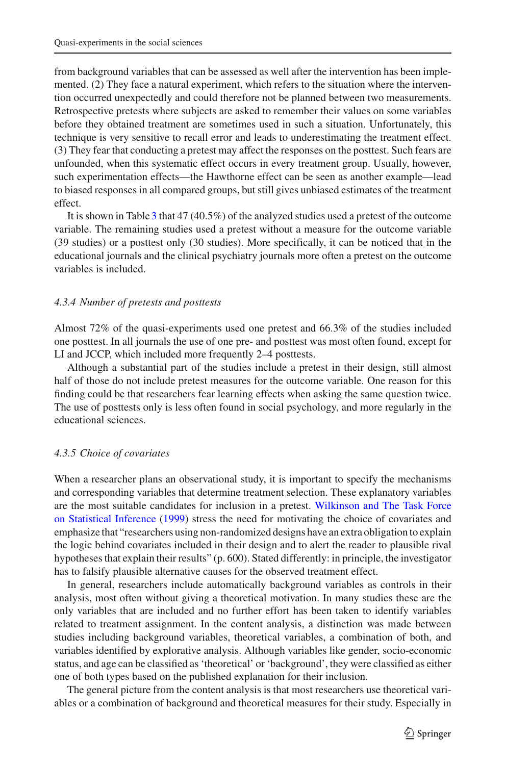from background variables that can be assessed as well after the intervention has been implemented. (2) They face a natural experiment, which refers to the situation where the intervention occurred unexpectedly and could therefore not be planned between two measurements. Retrospective pretests where subjects are asked to remember their values on some variables before they obtained treatment are sometimes used in such a situation. Unfortunately, this technique is very sensitive to recall error and leads to underestimating the treatment effect. (3) They fear that conducting a pretest may affect the responses on the posttest. Such fears are unfounded, when this systematic effect occurs in every treatment group. Usually, however, such experimentation effects—the Hawthorne effect can be seen as another example—lead to biased responses in all compared groups, but still gives unbiased estimates of the treatment effect.

It is shown in Table 3 that 47 (40.5%) of the analyzed studies used a pretest of the outcome variable. The remaining studies used a pretest without a measure for the outcome variable (39 studies) or a posttest only (30 studies). More specifically, it can be noticed that in the educational journals and the clinical psychiatry journals more often a pretest on the outcome variables is included.

#### *4.3.4 Number of pretests and posttests*

Almost 72% of the quasi-experiments used one pretest and 66.3% of the studies included one posttest. In all journals the use of one pre- and posttest was most often found, except for LI and JCCP, which included more frequently 2–4 posttests.

Although a substantial part of the studies include a pretest in their design, still almost half of those do not include pretest measures for the outcome variable. One reason for this finding could be that researchers fear learning effects when asking the same question twice. The use of posttests only is less often found in social psychology, and more regularly in the educational sciences.

#### *4.3.5 Choice of covariates*

When a researcher plans an observational study, it is important to specify the mechanisms and corresponding variables that determine treatment selection. These explanatory variables are the most suitable candidates for inclusion in a pretest. Wilkinson and The Task Force on Statistical Inference (1999) stress the need for motivating the choice of covariates and emphasize that "researchers using non-randomized designs have an extra obligation to explain the logic behind covariates included in their design and to alert the reader to plausible rival hypotheses that explain their results" (p. 600). Stated differently: in principle, the investigator has to falsify plausible alternative causes for the observed treatment effect.

In general, researchers include automatically background variables as controls in their analysis, most often without giving a theoretical motivation. In many studies these are the only variables that are included and no further effort has been taken to identify variables related to treatment assignment. In the content analysis, a distinction was made between studies including background variables, theoretical variables, a combination of both, and variables identified by explorative analysis. Although variables like gender, socio-economic status, and age can be classified as 'theoretical' or 'background', they were classified as either one of both types based on the published explanation for their inclusion.

The general picture from the content analysis is that most researchers use theoretical variables or a combination of background and theoretical measures for their study. Especially in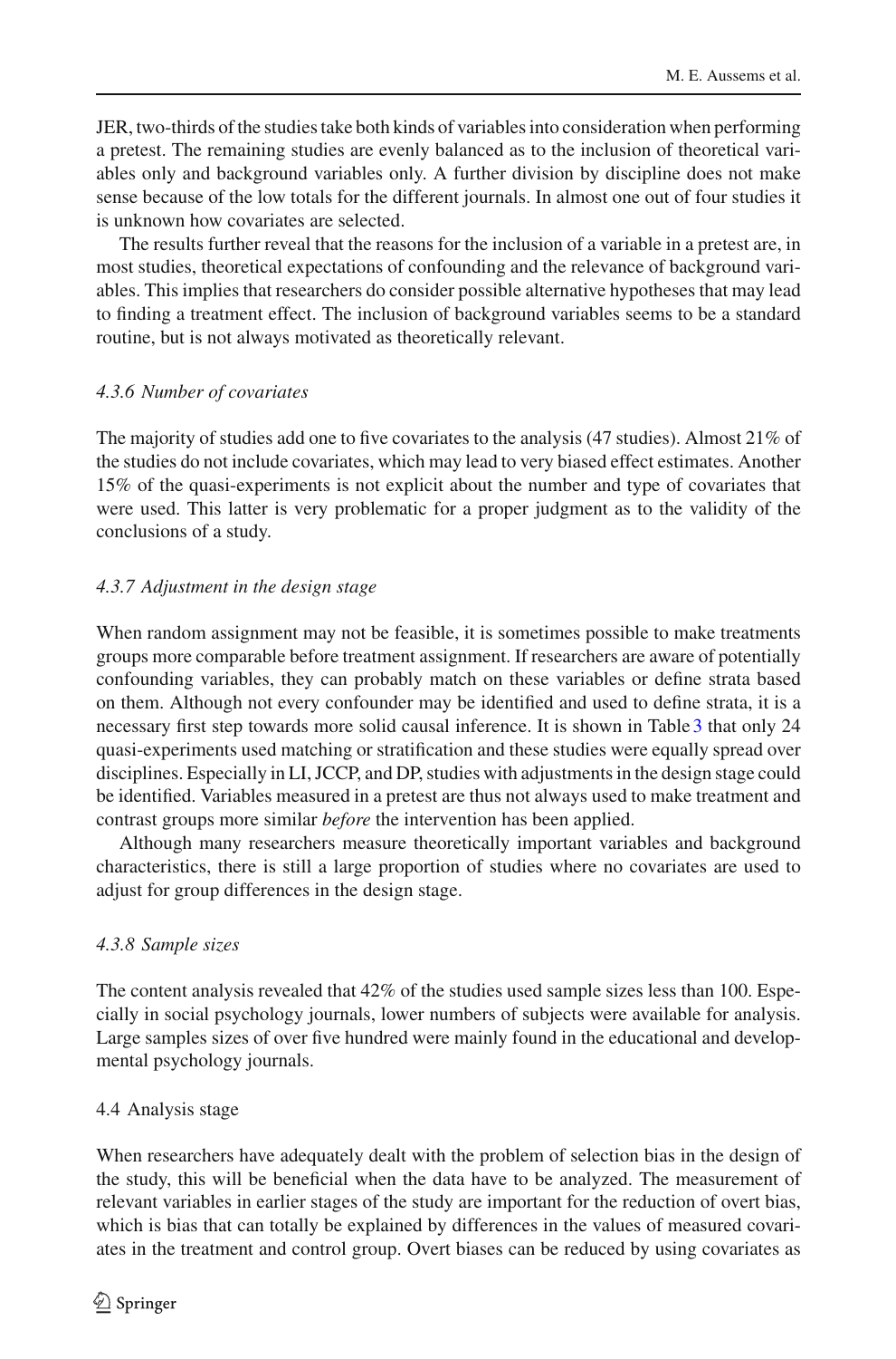JER, two-thirds of the studies take both kinds of variables into consideration when performing a pretest. The remaining studies are evenly balanced as to the inclusion of theoretical variables only and background variables only. A further division by discipline does not make sense because of the low totals for the different journals. In almost one out of four studies it is unknown how covariates are selected.

The results further reveal that the reasons for the inclusion of a variable in a pretest are, in most studies, theoretical expectations of confounding and the relevance of background variables. This implies that researchers do consider possible alternative hypotheses that may lead to finding a treatment effect. The inclusion of background variables seems to be a standard routine, but is not always motivated as theoretically relevant.

#### *4.3.6 Number of covariates*

The majority of studies add one to five covariates to the analysis (47 studies). Almost 21% of the studies do not include covariates, which may lead to very biased effect estimates. Another 15% of the quasi-experiments is not explicit about the number and type of covariates that were used. This latter is very problematic for a proper judgment as to the validity of the conclusions of a study.

#### *4.3.7 Adjustment in the design stage*

When random assignment may not be feasible, it is sometimes possible to make treatments groups more comparable before treatment assignment. If researchers are aware of potentially confounding variables, they can probably match on these variables or define strata based on them. Although not every confounder may be identified and used to define strata, it is a necessary first step towards more solid causal inference. It is shown in Table 3 that only 24 quasi-experiments used matching or stratification and these studies were equally spread over disciplines. Especially in LI, JCCP, and DP, studies with adjustments in the design stage could be identified. Variables measured in a pretest are thus not always used to make treatment and contrast groups more similar *before* the intervention has been applied.

Although many researchers measure theoretically important variables and background characteristics, there is still a large proportion of studies where no covariates are used to adjust for group differences in the design stage.

#### *4.3.8 Sample sizes*

The content analysis revealed that 42% of the studies used sample sizes less than 100. Especially in social psychology journals, lower numbers of subjects were available for analysis. Large samples sizes of over five hundred were mainly found in the educational and developmental psychology journals.

### 4.4 Analysis stage

When researchers have adequately dealt with the problem of selection bias in the design of the study, this will be beneficial when the data have to be analyzed. The measurement of relevant variables in earlier stages of the study are important for the reduction of overt bias, which is bias that can totally be explained by differences in the values of measured covariates in the treatment and control group. Overt biases can be reduced by using covariates as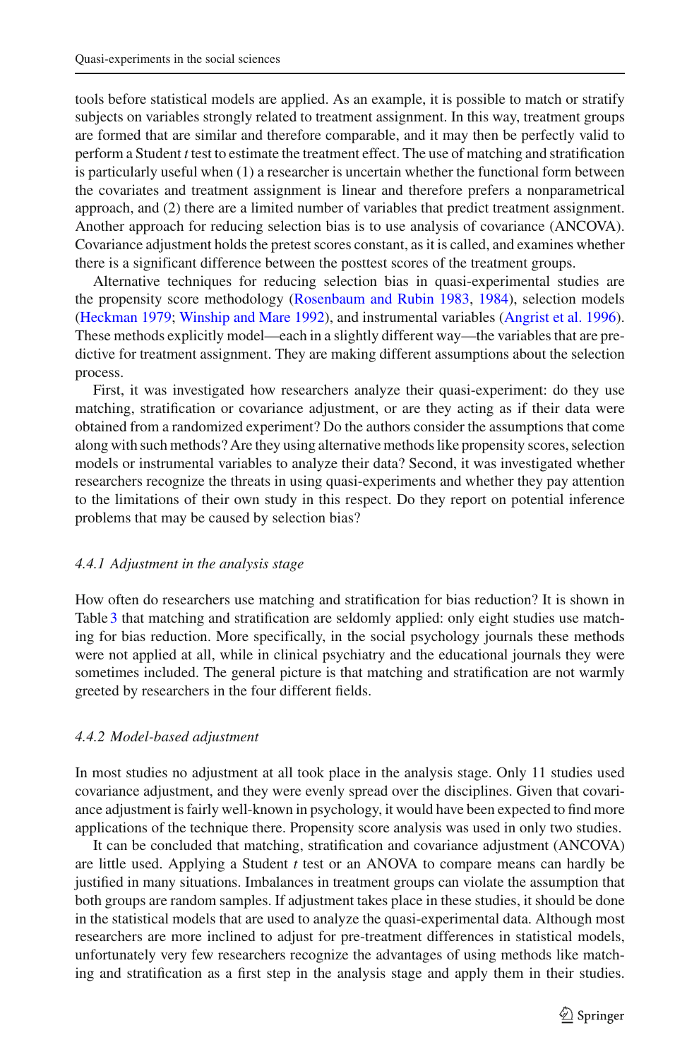tools before statistical models are applied. As an example, it is possible to match or stratify subjects on variables strongly related to treatment assignment. In this way, treatment groups are formed that are similar and therefore comparable, and it may then be perfectly valid to perform a Student *t* test to estimate the treatment effect. The use of matching and stratification is particularly useful when (1) a researcher is uncertain whether the functional form between the covariates and treatment assignment is linear and therefore prefers a nonparametrical approach, and (2) there are a limited number of variables that predict treatment assignment. Another approach for reducing selection bias is to use analysis of covariance (ANCOVA). Covariance adjustment holds the pretest scores constant, as it is called, and examines whether there is a significant difference between the posttest scores of the treatment groups.

Alternative techniques for reducing selection bias in quasi-experimental studies are the propensity score methodology (Rosenbaum and Rubin 1983, 1984), selection models (Heckman 1979; Winship and Mare 1992), and instrumental variables (Angrist et al. 1996). These methods explicitly model—each in a slightly different way—the variables that are predictive for treatment assignment. They are making different assumptions about the selection process.

First, it was investigated how researchers analyze their quasi-experiment: do they use matching, stratification or covariance adjustment, or are they acting as if their data were obtained from a randomized experiment? Do the authors consider the assumptions that come along with such methods? Are they using alternative methods like propensity scores, selection models or instrumental variables to analyze their data? Second, it was investigated whether researchers recognize the threats in using quasi-experiments and whether they pay attention to the limitations of their own study in this respect. Do they report on potential inference problems that may be caused by selection bias?

### *4.4.1 Adjustment in the analysis stage*

How often do researchers use matching and stratification for bias reduction? It is shown in Table 3 that matching and stratification are seldomly applied: only eight studies use matching for bias reduction. More specifically, in the social psychology journals these methods were not applied at all, while in clinical psychiatry and the educational journals they were sometimes included. The general picture is that matching and stratification are not warmly greeted by researchers in the four different fields.

### *4.4.2 Model-based adjustment*

In most studies no adjustment at all took place in the analysis stage. Only 11 studies used covariance adjustment, and they were evenly spread over the disciplines. Given that covariance adjustment is fairly well-known in psychology, it would have been expected to find more applications of the technique there. Propensity score analysis was used in only two studies.

It can be concluded that matching, stratification and covariance adjustment (ANCOVA) are little used. Applying a Student *t* test or an ANOVA to compare means can hardly be justified in many situations. Imbalances in treatment groups can violate the assumption that both groups are random samples. If adjustment takes place in these studies, it should be done in the statistical models that are used to analyze the quasi-experimental data. Although most researchers are more inclined to adjust for pre-treatment differences in statistical models, unfortunately very few researchers recognize the advantages of using methods like matching and stratification as a first step in the analysis stage and apply them in their studies.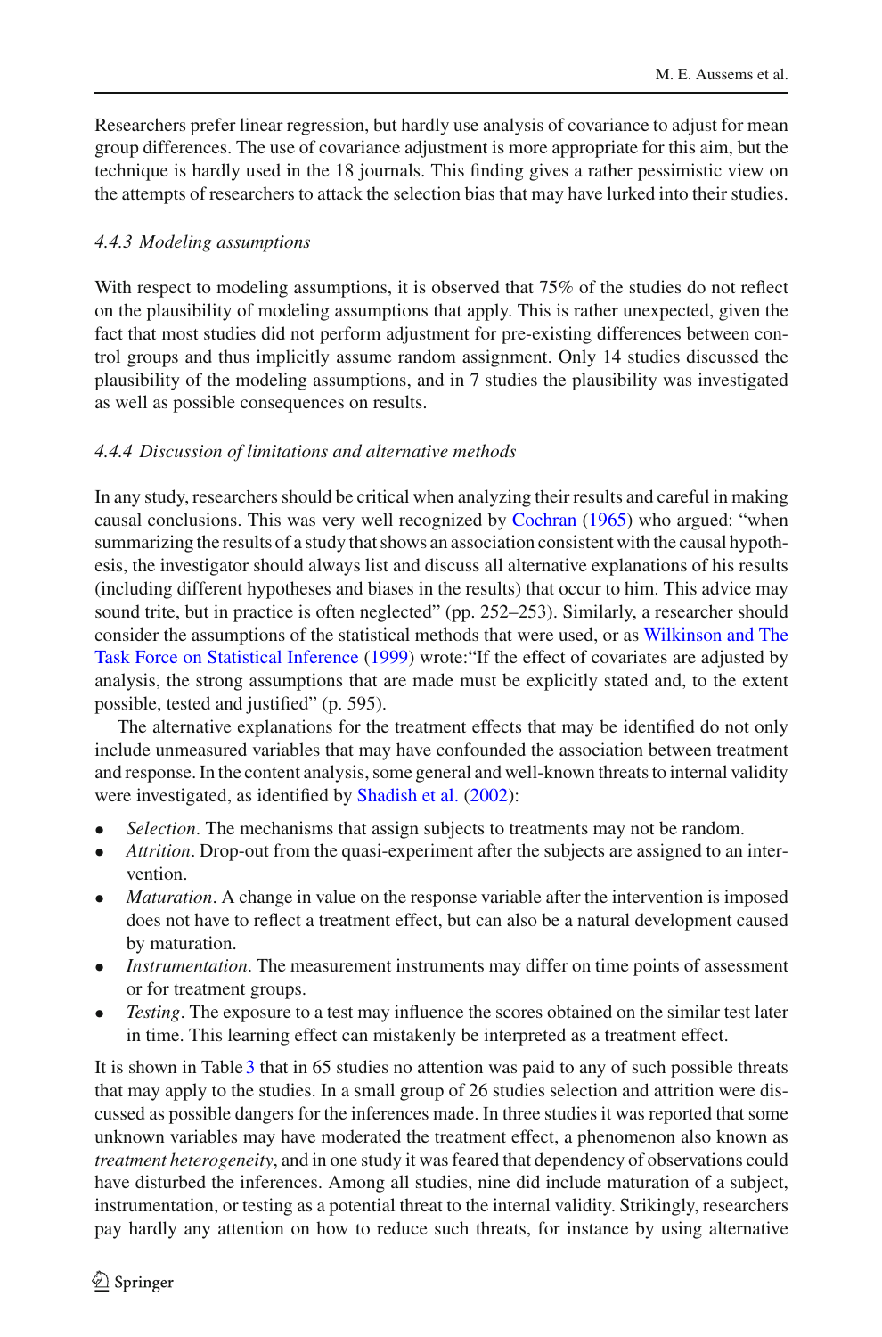Researchers prefer linear regression, but hardly use analysis of covariance to adjust for mean group differences. The use of covariance adjustment is more appropriate for this aim, but the technique is hardly used in the 18 journals. This finding gives a rather pessimistic view on the attempts of researchers to attack the selection bias that may have lurked into their studies.

### *4.4.3 Modeling assumptions*

With respect to modeling assumptions, it is observed that 75% of the studies do not reflect on the plausibility of modeling assumptions that apply. This is rather unexpected, given the fact that most studies did not perform adjustment for pre-existing differences between control groups and thus implicitly assume random assignment. Only 14 studies discussed the plausibility of the modeling assumptions, and in 7 studies the plausibility was investigated as well as possible consequences on results.

### *4.4.4 Discussion of limitations and alternative methods*

In any study, researchers should be critical when analyzing their results and careful in making causal conclusions. This was very well recognized by Cochran (1965) who argued: "when summarizing the results of a study that shows an association consistent with the causal hypothesis, the investigator should always list and discuss all alternative explanations of his results (including different hypotheses and biases in the results) that occur to him. This advice may sound trite, but in practice is often neglected" (pp. 252–253). Similarly, a researcher should consider the assumptions of the statistical methods that were used, or as Wilkinson and The Task Force on Statistical Inference (1999) wrote:"If the effect of covariates are adjusted by analysis, the strong assumptions that are made must be explicitly stated and, to the extent possible, tested and justified" (p. 595).

The alternative explanations for the treatment effects that may be identified do not only include unmeasured variables that may have confounded the association between treatment and response. In the content analysis, some general and well-known threats to internal validity were investigated, as identified by Shadish et al. (2002):

- *Selection*. The mechanisms that assign subjects to treatments may not be random.
- *Attrition*. Drop-out from the quasi-experiment after the subjects are assigned to an intervention.
- *Maturation*. A change in value on the response variable after the intervention is imposed does not have to reflect a treatment effect, but can also be a natural development caused by maturation.
- *Instrumentation*. The measurement instruments may differ on time points of assessment or for treatment groups.
- *Testing*. The exposure to a test may influence the scores obtained on the similar test later in time. This learning effect can mistakenly be interpreted as a treatment effect.

It is shown in Table 3 that in 65 studies no attention was paid to any of such possible threats that may apply to the studies. In a small group of 26 studies selection and attrition were discussed as possible dangers for the inferences made. In three studies it was reported that some unknown variables may have moderated the treatment effect, a phenomenon also known as *treatment heterogeneity*, and in one study it was feared that dependency of observations could have disturbed the inferences. Among all studies, nine did include maturation of a subject, instrumentation, or testing as a potential threat to the internal validity. Strikingly, researchers pay hardly any attention on how to reduce such threats, for instance by using alternative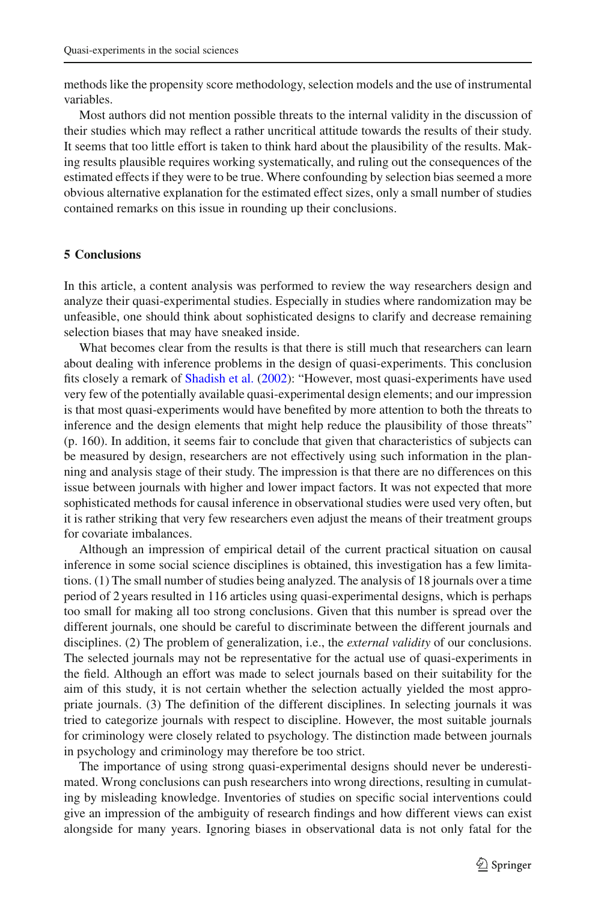methods like the propensity score methodology, selection models and the use of instrumental variables.

Most authors did not mention possible threats to the internal validity in the discussion of their studies which may reflect a rather uncritical attitude towards the results of their study. It seems that too little effort is taken to think hard about the plausibility of the results. Making results plausible requires working systematically, and ruling out the consequences of the estimated effects if they were to be true. Where confounding by selection bias seemed a more obvious alternative explanation for the estimated effect sizes, only a small number of studies contained remarks on this issue in rounding up their conclusions.

## 5 Conclusions

In this article, a content analysis was performed to review the way researchers design and analyze their quasi-experimental studies. Especially in studies where randomization may be unfeasible, one should think about sophisticated designs to clarify and decrease remaining selection biases that may have sneaked inside.

What becomes clear from the results is that there is still much that researchers can learn about dealing with inference problems in the design of quasi-experiments. This conclusion fits closely a remark of Shadish et al. (2002): "However, most quasi-experiments have used very few of the potentially available quasi-experimental design elements; and our impression is that most quasi-experiments would have benefited by more attention to both the threats to inference and the design elements that might help reduce the plausibility of those threats" (p. 160). In addition, it seems fair to conclude that given that characteristics of subjects can be measured by design, researchers are not effectively using such information in the planning and analysis stage of their study. The impression is that there are no differences on this issue between journals with higher and lower impact factors. It was not expected that more sophisticated methods for causal inference in observational studies were used very often, but it is rather striking that very few researchers even adjust the means of their treatment groups for covariate imbalances.

Although an impression of empirical detail of the current practical situation on causal inference in some social science disciplines is obtained, this investigation has a few limitations. (1) The small number of studies being analyzed. The analysis of 18 journals over a time period of 2 years resulted in 116 articles using quasi-experimental designs, which is perhaps too small for making all too strong conclusions. Given that this number is spread over the different journals, one should be careful to discriminate between the different journals and disciplines. (2) The problem of generalization, i.e., the *external validity* of our conclusions. The selected journals may not be representative for the actual use of quasi-experiments in the field. Although an effort was made to select journals based on their suitability for the aim of this study, it is not certain whether the selection actually yielded the most appropriate journals. (3) The definition of the different disciplines. In selecting journals it was tried to categorize journals with respect to discipline. However, the most suitable journals for criminology were closely related to psychology. The distinction made between journals in psychology and criminology may therefore be too strict.

The importance of using strong quasi-experimental designs should never be underestimated. Wrong conclusions can push researchers into wrong directions, resulting in cumulating by misleading knowledge. Inventories of studies on specific social interventions could give an impression of the ambiguity of research findings and how different views can exist alongside for many years. Ignoring biases in observational data is not only fatal for the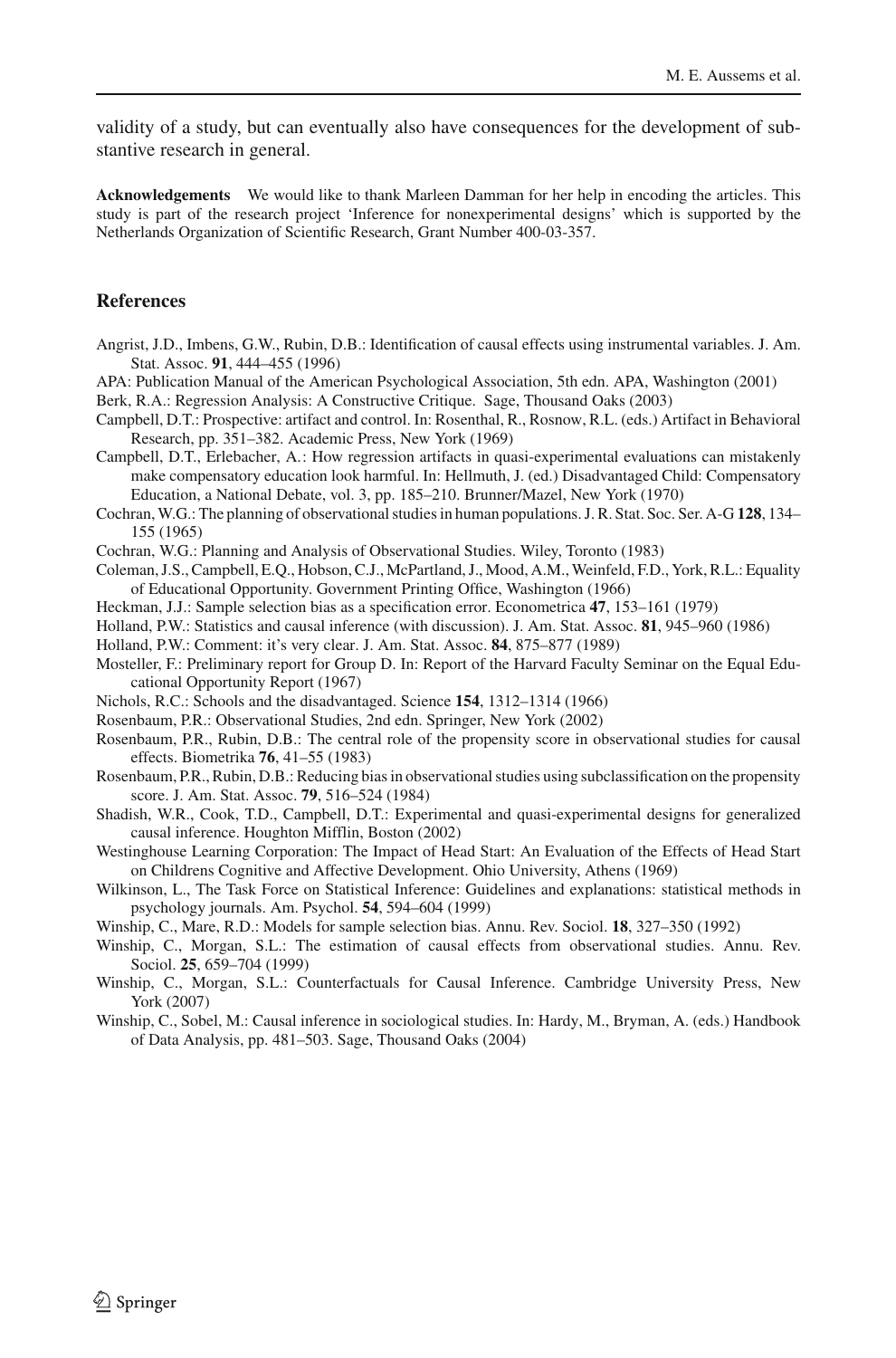validity of a study, but can eventually also have consequences for the development of substantive research in general.

**Acknowledgements** We would like to thank Marleen Damman for her help in encoding the articles. This study is part of the research project 'Inference for nonexperimental designs' which is supported by the Netherlands Organization of Scientific Research, Grant Number 400-03-357.

## References

Angrist, J.D., Imbens, G.W., Rubin, D.B.: Identification of causal effects using instrumental variables. J. Am. Stat. Assoc. **91**, 444–455 (1996)

APA: Publication Manual of the American Psychological Association, 5th edn. APA, Washington (2001)

Berk, R.A.: Regression Analysis: A Constructive Critique. Sage, Thousand Oaks (2003)

Campbell, D.T.: Prospective: artifact and control. In: Rosenthal, R., Rosnow, R.L. (eds.) Artifact in Behavioral Research, pp. 351–382. Academic Press, New York (1969)

Campbell, D.T., Erlebacher, A.: How regression artifacts in quasi-experimental evaluations can mistakenly make compensatory education look harmful. In: Hellmuth, J. (ed.) Disadvantaged Child: Compensatory Education, a National Debate, vol. 3, pp. 185–210. Brunner/Mazel, New York (1970)

Cochran, W.G.: The planning of observational studies in human populations. J. R. Stat. Soc. Ser. A-G **128**, 134–155 (1965)

Cochran, W.G.: Planning and Analysis of Observational Studies. Wiley, Toronto (1983)

Coleman, J.S., Campbell, E.Q., Hobson, C.J., McPartland, J., Mood, A.M., Weinfeld, F.D., York, R.L.: Equality of Educational Opportunity. Government Printing Office, Washington (1966)

Heckman, J.J.: Sample selection bias as a specification error. Econometrica **47**, 153–161 (1979)

Holland, P.W.: Statistics and causal inference (with discussion). J. Am. Stat. Assoc. **81**, 945–960 (1986)

Holland, P.W.: Comment: it's very clear. J. Am. Stat. Assoc. **84**, 875–877 (1989)

Mosteller, F.: Preliminary report for Group D. In: Report of the Harvard Faculty Seminar on the Equal Educational Opportunity Report (1967)

Nichols, R.C.: Schools and the disadvantaged. Science **154**, 1312–1314 (1966)

Rosenbaum, P.R.: Observational Studies, 2nd edn. Springer, New York (2002)

Rosenbaum, P.R., Rubin, D.B.: The central role of the propensity score in observational studies for causal effects. Biometrika **76**, 41–55 (1983)

Rosenbaum, P.R., Rubin, D.B.: Reducing bias in observational studies using subclassification on the propensity score. J. Am. Stat. Assoc. **79**, 516–524 (1984)

Shadish, W.R., Cook, T.D., Campbell, D.T.: Experimental and quasi-experimental designs for generalized causal inference. Houghton Mifflin, Boston (2002)

Westinghouse Learning Corporation: The Impact of Head Start: An Evaluation of the Effects of Head Start on Childrens Cognitive and Affective Development. Ohio University, Athens (1969)

Wilkinson, L., The Task Force on Statistical Inference: Guidelines and explanations: statistical methods in psychology journals. Am. Psychol. **54**, 594–604 (1999)

Winship, C., Mare, R.D.: Models for sample selection bias. Annu. Rev. Sociol. **18**, 327–350 (1992)

Winship, C., Morgan, S.L.: The estimation of causal effects from observational studies. Annu. Rev. Sociol. **25**, 659–704 (1999)

Winship, C., Morgan, S.L.: Counterfactuals for Causal Inference. Cambridge University Press, New York (2007)

Winship, C., Sobel, M.: Causal inference in sociological studies. In: Hardy, M., Bryman, A. (eds.) Handbook of Data Analysis, pp. 481–503. Sage, Thousand Oaks (2004)